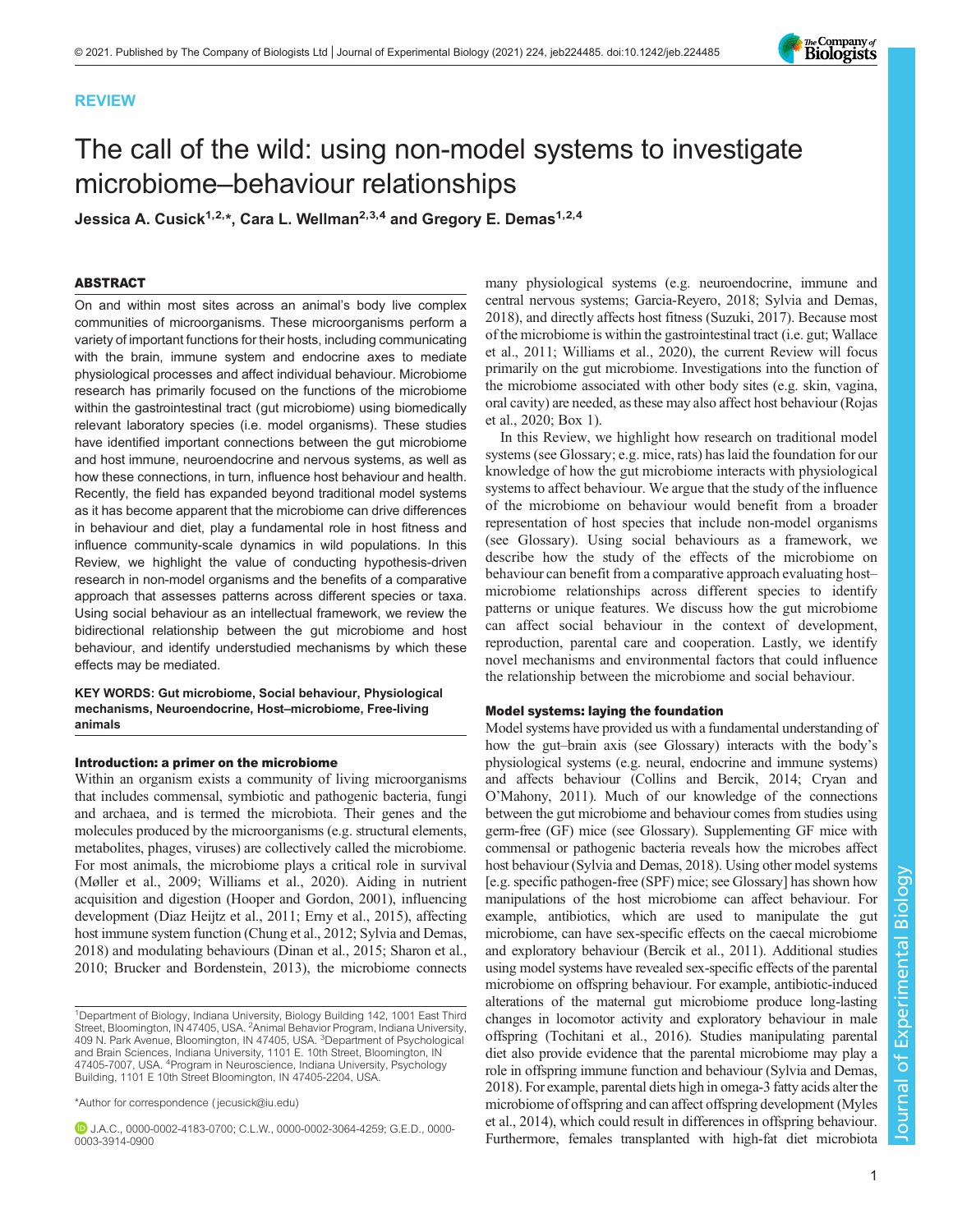REVIEW

# The call of the wild: using non-model systems to investigate microbiome–behaviour relationships

Jessica A. Cusick[1,2,*], Cara L. Wellman[2,3,4] and Gregory E. Demas[1,2,4]

## ABSTRACT

On and within most sites across an animal's body live complex communities of microorganisms. These microorganisms perform a variety of important functions for their hosts, including communicating with the brain, immune system and endocrine axes to mediate physiological processes and affect individual behaviour. Microbiome research has primarily focused on the functions of the microbiome within the gastrointestinal tract (gut microbiome) using biomedically relevant laboratory species (i.e. model organisms). These studies have identified important connections between the gut microbiome and host immune, neuroendocrine and nervous systems, as well as how these connections, in turn, influence host behaviour and health. Recently, the field has expanded beyond traditional model systems as it has become apparent that the microbiome can drive differences in behaviour and diet, play a fundamental role in host fitness and influence community-scale dynamics in wild populations. In this Review, we highlight the value of conducting hypothesis-driven research in non-model organisms and the benefits of a comparative approach that assesses patterns across different species or taxa. Using social behaviour as an intellectual framework, we review the bidirectional relationship between the gut microbiome and host behaviour, and identify understudied mechanisms by which these effects may be mediated.

**KEY WORDS: Gut microbiome, Social behaviour, Physiological mechanisms, Neuroendocrine, Host–microbiome, Free-living animals**

## Introduction: a primer on the microbiome

Within an organism exists a community of living microorganisms that includes commensal, symbiotic and pathogenic bacteria, fungi and archaea, and is termed the microbiota. Their genes and the molecules produced by the microorganisms (e.g. structural elements, metabolites, phages, viruses) are collectively called the microbiome. For most animals, the microbiome plays a critical role in survival (Møller et al., 2009; Williams et al., 2020). Aiding in nutrient acquisition and digestion (Hooper and Gordon, 2001), influencing development (Diaz Heijtz et al., 2011; Erny et al., 2015), affecting host immune system function (Chung et al., 2012; Sylvia and Demas, 2018) and modulating behaviours (Dinan et al., 2015; Sharon et al., 2010; Brucker and Bordenstein, 2013), the microbiome connects many physiological systems (e.g. neuroendocrine, immune and central nervous systems; Garcia-Reyero, 2018; Sylvia and Demas, 2018), and directly affects host fitness (Suzuki, 2017). Because most of the microbiome is within the gastrointestinal tract (i.e. gut; Wallace et al., 2011; Williams et al., 2020), the current Review will focus primarily on the gut microbiome. Investigations into the function of the microbiome associated with other body sites (e.g. skin, vagina, oral cavity) are needed, as these may also affect host behaviour (Rojas et al., 2020; Box 1).

In this Review, we highlight how research on traditional model systems (see Glossary; e.g. mice, rats) has laid the foundation for our knowledge of how the gut microbiome interacts with physiological systems to affect behaviour. We argue that the study of the influence of the microbiome on behaviour would benefit from a broader representation of host species that include non-model organisms (see Glossary). Using social behaviours as a framework, we describe how the study of the effects of the microbiome on behaviour can benefit from a comparative approach evaluating host–microbiome relationships across different species to identify patterns or unique features. We discuss how the gut microbiome can affect social behaviour in the context of development, reproduction, parental care and cooperation. Lastly, we identify novel mechanisms and environmental factors that could influence the relationship between the microbiome and social behaviour.

## Model systems: laying the foundation

Model systems have provided us with a fundamental understanding of how the gut–brain axis (see Glossary) interacts with the body's physiological systems (e.g. neural, endocrine and immune systems) and affects behaviour (Collins and Bercik, 2014; Cryan and O'Mahony, 2011). Much of our knowledge of the connections between the gut microbiome and behaviour comes from studies using germ-free (GF) mice (see Glossary). Supplementing GF mice with commensal or pathogenic bacteria reveals how the microbes affect host behaviour (Sylvia and Demas, 2018). Using other model systems [e.g. specific pathogen-free (SPF) mice; see Glossary] has shown how manipulations of the host microbiome can affect behaviour. For example, antibiotics, which are used to manipulate the gut microbiome, can have sex-specific effects on the caecal microbiome and exploratory behaviour (Bercik et al., 2011). Additional studies using model systems have revealed sex-specific effects of the parental microbiome on offspring behaviour. For example, antibiotic-induced alterations of the maternal gut microbiome produce long-lasting changes in locomotor activity and exploratory behaviour in male offspring (Tochitani et al., 2016). Studies manipulating parental diet also provide evidence that the parental microbiome may play a role in offspring immune function and behaviour (Sylvia and Demas, 2018). For example, parental diets high in omega-3 fatty acids alter the microbiome of offspring and can affect offspring development (Myles et al., 2014), which could result in differences in offspring behaviour. Furthermore, females transplanted with high-fat diet microbiota

---

[1]Department of Biology, Indiana University, Biology Building 142, 1001 East Third Street, Bloomington, IN 47405, USA. [2]Animal Behavior Program, Indiana University, 409 N. Park Avenue, Bloomington, IN 47405, USA. [3]Department of Psychological and Brain Sciences, Indiana University, 1101 E. 10th Street, Bloomington, IN 47405-7007, USA. [4]Program in Neuroscience, Indiana University, Psychology Building, 1101 E 10th Street Bloomington, IN 47405-2204, USA.

*Author for correspondence (jecusick@iu.edu)

J.A.C., 0000-0002-4183-0700; C.L.W., 0000-0002-3064-4259; G.E.D., 0000-0003-3914-0900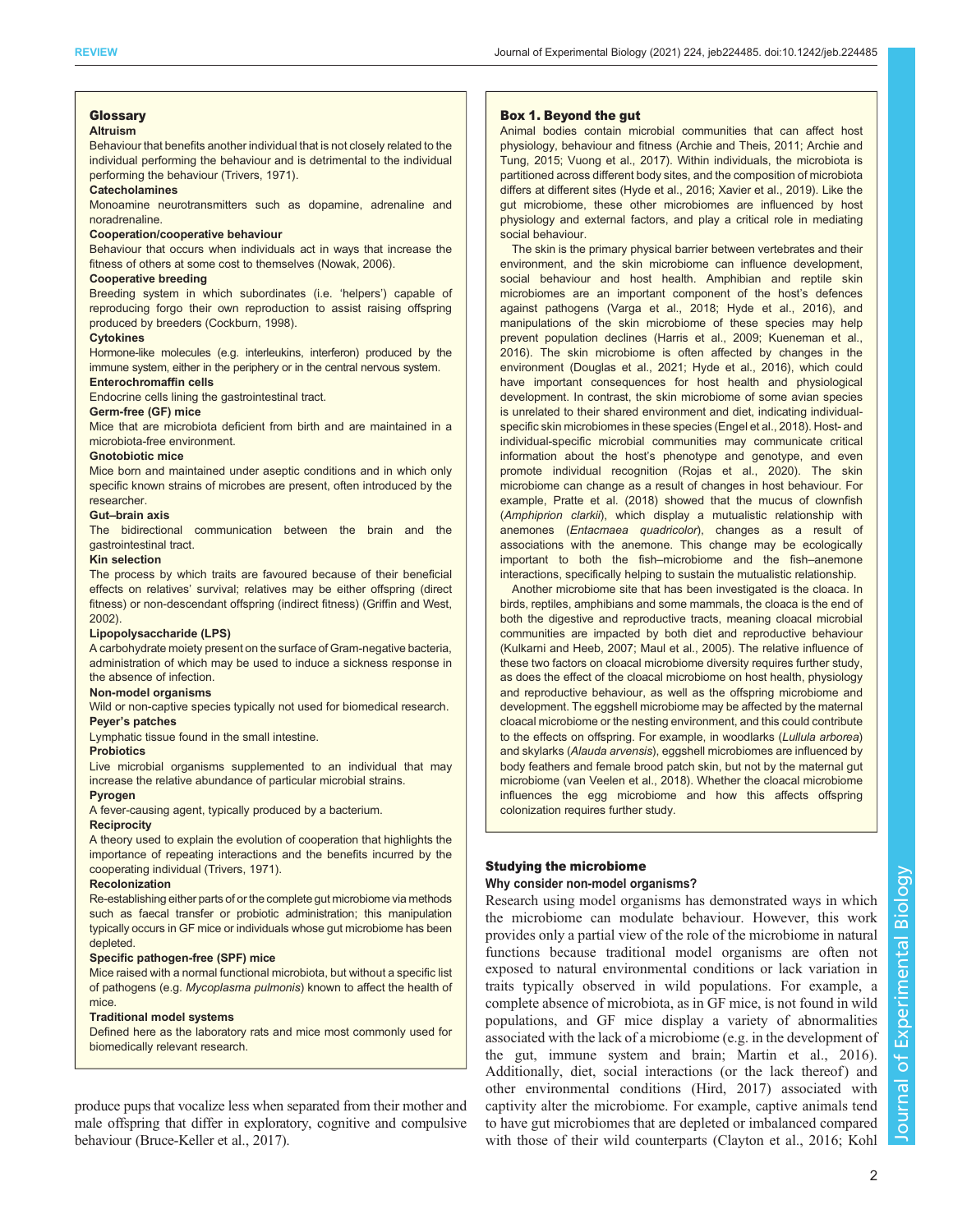## Glossary

**Altruism**
Behaviour that benefits another individual that is not closely related to the individual performing the behaviour and is detrimental to the individual performing the behaviour (Trivers, 1971).

**Catecholamines**
Monoamine neurotransmitters such as dopamine, adrenaline and noradrenaline.

**Cooperation/cooperative behaviour**
Behaviour that occurs when individuals act in ways that increase the fitness of others at some cost to themselves (Nowak, 2006).

**Cooperative breeding**
Breeding system in which subordinates (i.e. 'helpers') capable of reproducing forgo their own reproduction to assist raising offspring produced by breeders (Cockburn, 1998).

**Cytokines**
Hormone-like molecules (e.g. interleukins, interferon) produced by the immune system, either in the periphery or in the central nervous system.

**Enterochromaffin cells**
Endocrine cells lining the gastrointestinal tract.

**Germ-free (GF) mice**
Mice that are microbiota deficient from birth and are maintained in a microbiota-free environment.

**Gnotobiotic mice**
Mice born and maintained under aseptic conditions and in which only specific known strains of microbes are present, often introduced by the researcher.

**Gut–brain axis**
The bidirectional communication between the brain and the gastrointestinal tract.

**Kin selection**
The process by which traits are favoured because of their beneficial effects on relatives' survival; relatives may be either offspring (direct fitness) or non-descendant offspring (indirect fitness) (Griffin and West, 2002).

**Lipopolysaccharide (LPS)**
A carbohydrate moiety present on the surface of Gram-negative bacteria, administration of which may be used to induce a sickness response in the absence of infection.

**Non-model organisms**
Wild or non-captive species typically not used for biomedical research.

**Peyer's patches**
Lymphatic tissue found in the small intestine.

**Probiotics**
Live microbial organisms supplemented to an individual that may increase the relative abundance of particular microbial strains.

**Pyrogen**
A fever-causing agent, typically produced by a bacterium.

**Reciprocity**
A theory used to explain the evolution of cooperation that highlights the importance of repeating interactions and the benefits incurred by the cooperating individual (Trivers, 1971).

**Recolonization**
Re-establishing either parts of or the complete gut microbiome via methods such as faecal transfer or probiotic administration; this manipulation typically occurs in GF mice or individuals whose gut microbiome has been depleted.

**Specific pathogen-free (SPF) mice**
Mice raised with a normal functional microbiota, but without a specific list of pathogens (e.g. *Mycoplasma pulmonis*) known to affect the health of mice.

**Traditional model systems**
Defined here as the laboratory rats and mice most commonly used for biomedically relevant research.

produce pups that vocalize less when separated from their mother and male offspring that differ in exploratory, cognitive and compulsive behaviour (Bruce-Keller et al., 2017).

## Box 1. Beyond the gut

Animal bodies contain microbial communities that can affect host physiology, behaviour and fitness (Archie and Theis, 2011; Archie and Tung, 2015; Vuong et al., 2017). Within individuals, the microbiota is partitioned across different body sites, and the composition of microbiota differs at different sites (Hyde et al., 2016; Xavier et al., 2019). Like the gut microbiome, these other microbiomes are influenced by host physiology and external factors, and play a critical role in mediating social behaviour.

The skin is the primary physical barrier between vertebrates and their environment, and the skin microbiome can influence development, social behaviour and host health. Amphibian and reptile skin microbiomes are an important component of the host's defences against pathogens (Varga et al., 2018; Hyde et al., 2016), and manipulations of the skin microbiome of these species may help prevent population declines (Harris et al., 2009; Kueneman et al., 2016). The skin microbiome is often affected by changes in the environment (Douglas et al., 2021; Hyde et al., 2016), which could have important consequences for host health and physiological development. In contrast, the skin microbiome of some avian species is unrelated to their shared environment and diet, indicating individual-specific skin microbiomes in these species (Engel et al., 2018). Host- and individual-specific microbial communities may communicate critical information about the host's phenotype and genotype, and even promote individual recognition (Rojas et al., 2020). The skin microbiome can change as a result of changes in host behaviour. For example, Pratte et al. (2018) showed that the mucus of clownfish (*Amphiprion clarkii*), which display a mutualistic relationship with anemones (*Entacmaea quadricolor*), changes as a result of associations with the anemone. This change may be ecologically important to both the fish–microbiome and the fish–anemone interactions, specifically helping to sustain the mutualistic relationship.

Another microbiome site that has been investigated is the cloaca. In birds, reptiles, amphibians and some mammals, the cloaca is the end of both the digestive and reproductive tracts, meaning cloacal microbial communities are impacted by both diet and reproductive behaviour (Kulkarni and Heeb, 2007; Maul et al., 2005). The relative influence of these two factors on cloacal microbiome diversity requires further study, as does the effect of the cloacal microbiome on host health, physiology and reproductive behaviour, as well as the offspring microbiome and development. The eggshell microbiome may be affected by the maternal cloacal microbiome or the nesting environment, and this could contribute to the effects on offspring. For example, in woodlarks (*Lullula arborea*) and skylarks (*Alauda arvensis*), eggshell microbiomes are influenced by body feathers and female brood patch skin, but not by the maternal gut microbiome (van Veelen et al., 2018). Whether the cloacal microbiome influences the egg microbiome and how this affects offspring colonization requires further study.

## Studying the microbiome

### Why consider non-model organisms?

Research using model organisms has demonstrated ways in which the microbiome can modulate behaviour. However, this work provides only a partial view of the role of the microbiome in natural functions because traditional model organisms are often not exposed to natural environmental conditions or lack variation in traits typically observed in wild populations. For example, a complete absence of microbiota, as in GF mice, is not found in wild populations, and GF mice display a variety of abnormalities associated with the lack of a microbiome (e.g. in the development of the gut, immune system and brain; Martin et al., 2016). Additionally, diet, social interactions (or the lack thereof) and other environmental conditions (Hird, 2017) associated with captivity alter the microbiome. For example, captive animals tend to have gut microbiomes that are depleted or imbalanced compared with those of their wild counterparts (Clayton et al., 2016; Kohl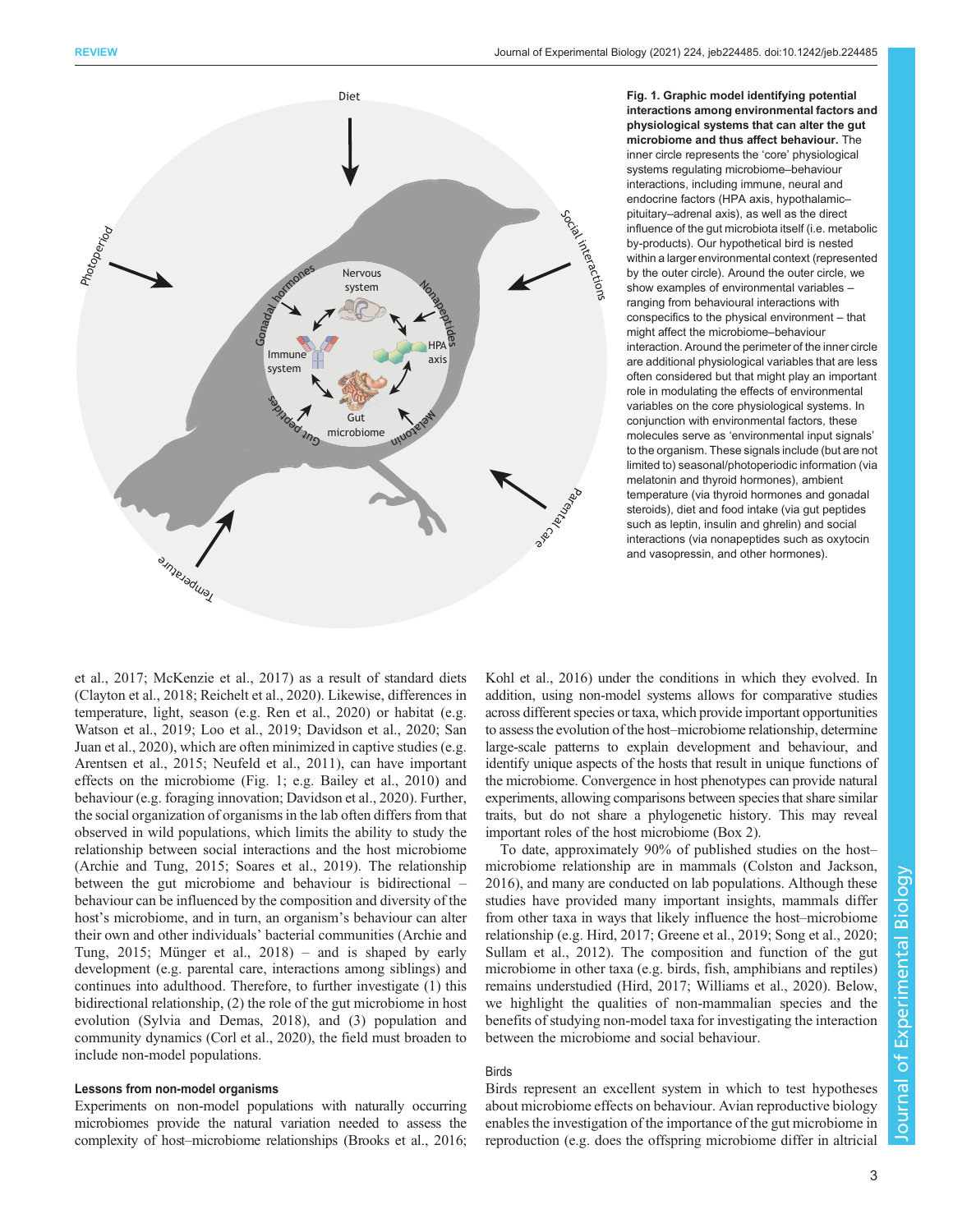**Fig. 1. Graphic model identifying potential interactions among environmental factors and physiological systems that can alter the gut microbiome and thus affect behaviour.** The inner circle represents the 'core' physiological systems regulating microbiome–behaviour interactions, including immune, neural and endocrine factors (HPA axis, hypothalamic–pituitary–adrenal axis), as well as the direct influence of the gut microbiota itself (i.e. metabolic by-products). Our hypothetical bird is nested within a larger environmental context (represented by the outer circle). Around the outer circle, we show examples of environmental variables – ranging from behavioural interactions with conspecifics to the physical environment – that might affect the microbiome–behaviour interaction. Around the perimeter of the inner circle are additional physiological variables that are less often considered but that might play an important role in modulating the effects of environmental variables on the core physiological systems. In conjunction with environmental factors, these molecules serve as 'environmental input signals' to the organism. These signals include (but are not limited to) seasonal/photoperiodic information (via melatonin and thyroid hormones), ambient temperature (via thyroid hormones and gonadal steroids), diet and food intake (via gut peptides such as leptin, insulin and ghrelin) and social interactions (via nonapeptides such as oxytocin and vasopressin, and other hormones).

et al., 2017; McKenzie et al., 2017) as a result of standard diets (Clayton et al., 2018; Reichelt et al., 2020). Likewise, differences in temperature, light, season (e.g. Ren et al., 2020) or habitat (e.g. Watson et al., 2019; Loo et al., 2019; Davidson et al., 2020; San Juan et al., 2020), which are often minimized in captive studies (e.g. Arentsen et al., 2015; Neufeld et al., 2011), can have important effects on the microbiome (Fig. 1; e.g. Bailey et al., 2010) and behaviour (e.g. foraging innovation; Davidson et al., 2020). Further, the social organization of organisms in the lab often differs from that observed in wild populations, which limits the ability to study the relationship between social interactions and the host microbiome (Archie and Tung, 2015; Soares et al., 2019). The relationship between the gut microbiome and behaviour is bidirectional – behaviour can be influenced by the composition and diversity of the host's microbiome, and in turn, an organism's behaviour can alter their own and other individuals' bacterial communities (Archie and Tung, 2015; Münger et al., 2018) – and is shaped by early development (e.g. parental care, interactions among siblings) and continues into adulthood. Therefore, to further investigate (1) this bidirectional relationship, (2) the role of the gut microbiome in host evolution (Sylvia and Demas, 2018), and (3) population and community dynamics (Corl et al., 2020), the field must broaden to include non-model populations.

### Lessons from non-model organisms

Experiments on non-model populations with naturally occurring microbiomes provide the natural variation needed to assess the complexity of host–microbiome relationships (Brooks et al., 2016; Kohl et al., 2016) under the conditions in which they evolved. In addition, using non-model systems allows for comparative studies across different species or taxa, which provide important opportunities to assess the evolution of the host–microbiome relationship, determine large-scale patterns to explain development and behaviour, and identify unique aspects of the hosts that result in unique functions of the microbiome. Convergence in host phenotypes can provide natural experiments, allowing comparisons between species that share similar traits, but do not share a phylogenetic history. This may reveal important roles of the host microbiome (Box 2).

To date, approximately 90% of published studies on the host–microbiome relationship are in mammals (Colston and Jackson, 2016), and many are conducted on lab populations. Although these studies have provided many important insights, mammals differ from other taxa in ways that likely influence the host–microbiome relationship (e.g. Hird, 2017; Greene et al., 2019; Song et al., 2020; Sullam et al., 2012). The composition and function of the gut microbiome in other taxa (e.g. birds, fish, amphibians and reptiles) remains understudied (Hird, 2017; Williams et al., 2020). Below, we highlight the qualities of non-mammalian species and the benefits of studying non-model taxa for investigating the interaction between the microbiome and social behaviour.

#### Birds

Birds represent an excellent system in which to test hypotheses about microbiome effects on behaviour. Avian reproductive biology enables the investigation of the importance of the gut microbiome in reproduction (e.g. does the offspring microbiome differ in altricial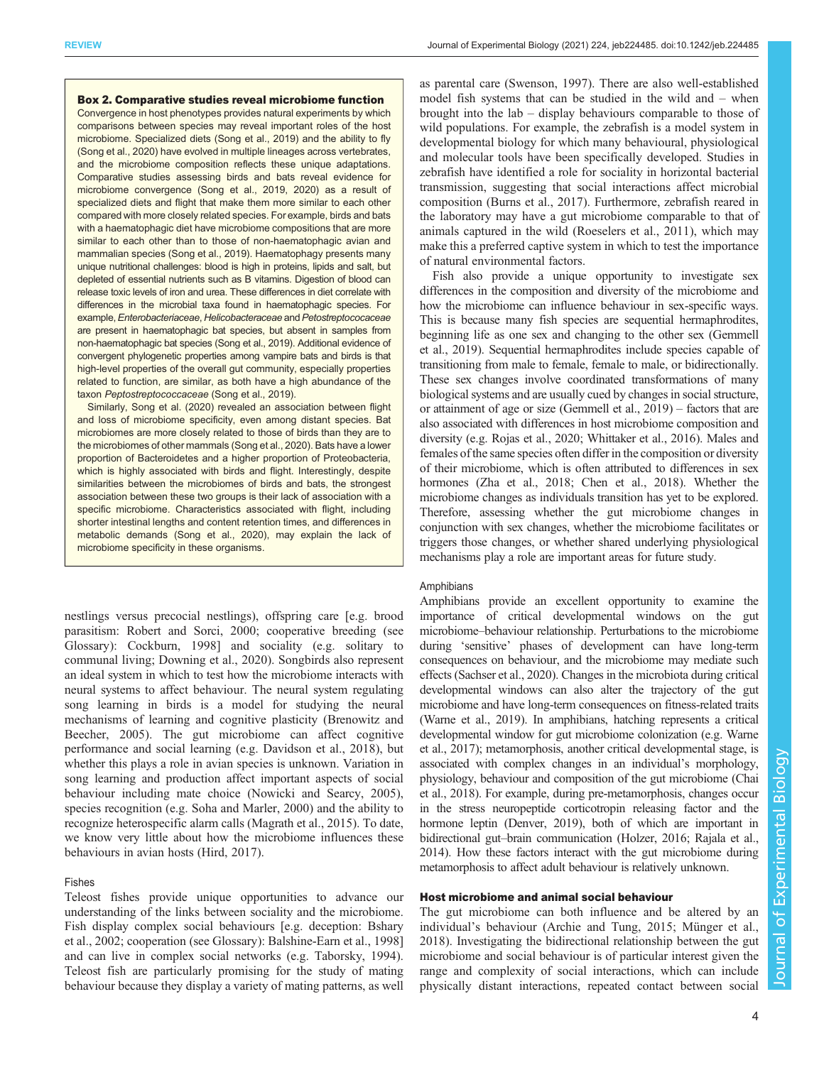**Box 2. Comparative studies reveal microbiome function**

Convergence in host phenotypes provides natural experiments by which comparisons between species may reveal important roles of the host microbiome. Specialized diets (Song et al., 2019) and the ability to fly (Song et al., 2020) have evolved in multiple lineages across vertebrates, and the microbiome composition reflects these unique adaptations. Comparative studies assessing birds and bats reveal evidence for microbiome convergence (Song et al., 2019, 2020) as a result of specialized diets and flight that make them more similar to each other compared with more closely related species. For example, birds and bats with a haematophagic diet have microbiome compositions that are more similar to each other than to those of non-haematophagic avian and mammalian species (Song et al., 2019). Haematophagy presents many unique nutritional challenges: blood is high in proteins, lipids and salt, but depleted of essential nutrients such as B vitamins. Digestion of blood can release toxic levels of iron and urea. These differences in diet correlate with differences in the microbial taxa found in haematophagic species. For example, *Enterobacteriaceae*, *Helicobacteraceae* and *Petostreptococaceae* are present in haematophagic bat species, but absent in samples from non-haematophagic bat species (Song et al., 2019). Additional evidence of convergent phylogenetic properties among vampire bats and birds is that high-level properties of the overall gut community, especially properties related to function, are similar, as both have a high abundance of the taxon *Peptostreptococcaceae* (Song et al., 2019).

Similarly, Song et al. (2020) revealed an association between flight and loss of microbiome specificity, even among distant species. Bat microbiomes are more closely related to those of birds than they are to the microbiomes of other mammals (Song et al., 2020). Bats have a lower proportion of Bacteroidetes and a higher proportion of Proteobacteria, which is highly associated with birds and flight. Interestingly, despite similarities between the microbiomes of birds and bats, the strongest association between these two groups is their lack of association with a specific microbiome. Characteristics associated with flight, including shorter intestinal lengths and content retention times, and differences in metabolic demands (Song et al., 2020), may explain the lack of microbiome specificity in these organisms.

nestlings versus precocial nestlings), offspring care [e.g. brood parasitism: Robert and Sorci, 2000; cooperative breeding (see Glossary): Cockburn, 1998] and sociality (e.g. solitary to communal living; Downing et al., 2020). Songbirds also represent an ideal system in which to test how the microbiome interacts with neural systems to affect behaviour. The neural system regulating song learning in birds is a model for studying the neural mechanisms of learning and cognitive plasticity (Brenowitz and Beecher, 2005). The gut microbiome can affect cognitive performance and social learning (e.g. Davidson et al., 2018), but whether this plays a role in avian species is unknown. Variation in song learning and production affect important aspects of social behaviour including mate choice (Nowicki and Searcy, 2005), species recognition (e.g. Soha and Marler, 2000) and the ability to recognize heterospecific alarm calls (Magrath et al., 2015). To date, we know very little about how the microbiome influences these behaviours in avian hosts (Hird, 2017).

### Fishes

Teleost fishes provide unique opportunities to advance our understanding of the links between sociality and the microbiome. Fish display complex social behaviours [e.g. deception: Bshary et al., 2002; cooperation (see Glossary): Balshine-Earn et al., 1998] and can live in complex social networks (e.g. Taborsky, 1994). Teleost fish are particularly promising for the study of mating behaviour because they display a variety of mating patterns, as well as parental care (Swenson, 1997). There are also well-established model fish systems that can be studied in the wild and – when brought into the lab – display behaviours comparable to those of wild populations. For example, the zebrafish is a model system in developmental biology for which many behavioural, physiological and molecular tools have been specifically developed. Studies in zebrafish have identified a role for sociality in horizontal bacterial transmission, suggesting that social interactions affect microbial composition (Burns et al., 2017). Furthermore, zebrafish reared in the laboratory may have a gut microbiome comparable to that of animals captured in the wild (Roeselers et al., 2011), which may make this a preferred captive system in which to test the importance of natural environmental factors.

Fish also provide a unique opportunity to investigate sex differences in the composition and diversity of the microbiome and how the microbiome can influence behaviour in sex-specific ways. This is because many fish species are sequential hermaphrodites, beginning life as one sex and changing to the other sex (Gemmell et al., 2019). Sequential hermaphrodites include species capable of transitioning from male to female, female to male, or bidirectionally. These sex changes involve coordinated transformations of many biological systems and are usually cued by changes in social structure, or attainment of age or size (Gemmell et al., 2019) – factors that are also associated with differences in host microbiome composition and diversity (e.g. Rojas et al., 2020; Whittaker et al., 2016). Males and females of the same species often differ in the composition or diversity of their microbiome, which is often attributed to differences in sex hormones (Zha et al., 2018; Chen et al., 2018). Whether the microbiome changes as individuals transition has yet to be explored. Therefore, assessing whether the gut microbiome changes in conjunction with sex changes, whether the microbiome facilitates or triggers those changes, or whether shared underlying physiological mechanisms play a role are important areas for future study.

### Amphibians

Amphibians provide an excellent opportunity to examine the importance of critical developmental windows on the gut microbiome–behaviour relationship. Perturbations to the microbiome during 'sensitive' phases of development can have long-term consequences on behaviour, and the microbiome may mediate such effects (Sachser et al., 2020). Changes in the microbiota during critical developmental windows can also alter the trajectory of the gut microbiome and have long-term consequences on fitness-related traits (Warne et al., 2019). In amphibians, hatching represents a critical developmental window for gut microbiome colonization (e.g. Warne et al., 2017); metamorphosis, another critical developmental stage, is associated with complex changes in an individual's morphology, physiology, behaviour and composition of the gut microbiome (Chai et al., 2018). For example, during pre-metamorphosis, changes occur in the stress neuropeptide corticotropin releasing factor and the hormone leptin (Denver, 2019), both of which are important in bidirectional gut–brain communication (Holzer, 2016; Rajala et al., 2014). How these factors interact with the gut microbiome during metamorphosis to affect adult behaviour is relatively unknown.

## Host microbiome and animal social behaviour

The gut microbiome can both influence and be altered by an individual's behaviour (Archie and Tung, 2015; Münger et al., 2018). Investigating the bidirectional relationship between the gut microbiome and social behaviour is of particular interest given the range and complexity of social interactions, which can include physically distant interactions, repeated contact between social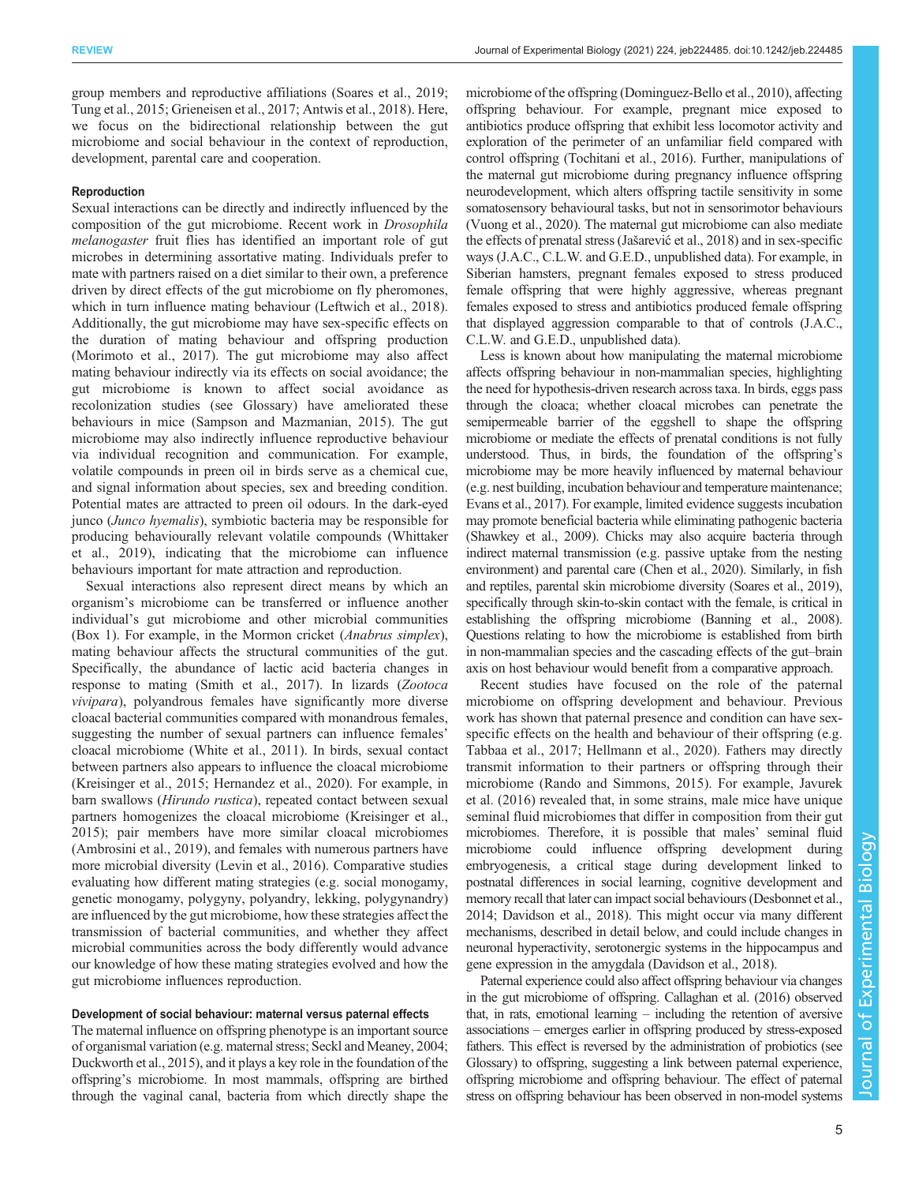group members and reproductive affiliations (Soares et al., 2019; Tung et al., 2015; Grieneisen et al., 2017; Antwis et al., 2018). Here, we focus on the bidirectional relationship between the gut microbiome and social behaviour in the context of reproduction, development, parental care and cooperation.

#### Reproduction

Sexual interactions can be directly and indirectly influenced by the composition of the gut microbiome. Recent work in *Drosophila melanogaster* fruit flies has identified an important role of gut microbes in determining assortative mating. Individuals prefer to mate with partners raised on a diet similar to their own, a preference driven by direct effects of the gut microbiome on fly pheromones, which in turn influence mating behaviour (Leftwich et al., 2018). Additionally, the gut microbiome may have sex-specific effects on the duration of mating behaviour and offspring production (Morimoto et al., 2017). The gut microbiome may also affect mating behaviour indirectly via its effects on social avoidance; the gut microbiome is known to affect social avoidance as recolonization studies (see Glossary) have ameliorated these behaviours in mice (Sampson and Mazmanian, 2015). The gut microbiome may also indirectly influence reproductive behaviour via individual recognition and communication. For example, volatile compounds in preen oil in birds serve as a chemical cue, and signal information about species, sex and breeding condition. Potential mates are attracted to preen oil odours. In the dark-eyed junco (*Junco hyemalis*), symbiotic bacteria may be responsible for producing behaviourally relevant volatile compounds (Whittaker et al., 2019), indicating that the microbiome can influence behaviours important for mate attraction and reproduction.

Sexual interactions also represent direct means by which an organism's microbiome can be transferred or influence another individual's gut microbiome and other microbial communities (Box 1). For example, in the Mormon cricket (*Anabrus simplex*), mating behaviour affects the structural communities of the gut. Specifically, the abundance of lactic acid bacteria changes in response to mating (Smith et al., 2017). In lizards (*Zootoca vivipara*), polyandrous females have significantly more diverse cloacal bacterial communities compared with monandrous females, suggesting the number of sexual partners can influence females' cloacal microbiome (White et al., 2011). In birds, sexual contact between partners also appears to influence the cloacal microbiome (Kreisinger et al., 2015; Hernandez et al., 2020). For example, in barn swallows (*Hirundo rustica*), repeated contact between sexual partners homogenizes the cloacal microbiome (Kreisinger et al., 2015); pair members have more similar cloacal microbiomes (Ambrosini et al., 2019), and females with numerous partners have more microbial diversity (Levin et al., 2016). Comparative studies evaluating how different mating strategies (e.g. social monogamy, genetic monogamy, polygyny, polyandry, lekking, polygynandry) are influenced by the gut microbiome, how these strategies affect the transmission of bacterial communities, and whether they affect microbial communities across the body differently would advance our knowledge of how these mating strategies evolved and how the gut microbiome influences reproduction.

#### Development of social behaviour: maternal versus paternal effects

The maternal influence on offspring phenotype is an important source of organismal variation (e.g. maternal stress; Seckl and Meaney, 2004; Duckworth et al., 2015), and it plays a key role in the foundation of the offspring's microbiome. In most mammals, offspring are birthed through the vaginal canal, bacteria from which directly shape the microbiome of the offspring (Dominguez-Bello et al., 2010), affecting offspring behaviour. For example, pregnant mice exposed to antibiotics produce offspring that exhibit less locomotor activity and exploration of the perimeter of an unfamiliar field compared with control offspring (Tochitani et al., 2016). Further, manipulations of the maternal gut microbiome during pregnancy influence offspring neurodevelopment, which alters offspring tactile sensitivity in some somatosensory behavioural tasks, but not in sensorimotor behaviours (Vuong et al., 2020). The maternal gut microbiome can also mediate the effects of prenatal stress (Jašarević et al., 2018) and in sex-specific ways (J.A.C., C.L.W. and G.E.D., unpublished data). For example, in Siberian hamsters, pregnant females exposed to stress produced female offspring that were highly aggressive, whereas pregnant females exposed to stress and antibiotics produced female offspring that displayed aggression comparable to that of controls (J.A.C., C.L.W. and G.E.D., unpublished data).

Less is known about how manipulating the maternal microbiome affects offspring behaviour in non-mammalian species, highlighting the need for hypothesis-driven research across taxa. In birds, eggs pass through the cloaca; whether cloacal microbes can penetrate the semipermeable barrier of the eggshell to shape the offspring microbiome or mediate the effects of prenatal conditions is not fully understood. Thus, in birds, the foundation of the offspring's microbiome may be more heavily influenced by maternal behaviour (e.g. nest building, incubation behaviour and temperature maintenance; Evans et al., 2017). For example, limited evidence suggests incubation may promote beneficial bacteria while eliminating pathogenic bacteria (Shawkey et al., 2009). Chicks may also acquire bacteria through indirect maternal transmission (e.g. passive uptake from the nesting environment) and parental care (Chen et al., 2020). Similarly, in fish and reptiles, parental skin microbiome diversity (Soares et al., 2019), specifically through skin-to-skin contact with the female, is critical in establishing the offspring microbiome (Banning et al., 2008). Questions relating to how the microbiome is established from birth in non-mammalian species and the cascading effects of the gut–brain axis on host behaviour would benefit from a comparative approach.

Recent studies have focused on the role of the paternal microbiome on offspring development and behaviour. Previous work has shown that paternal presence and condition can have sex-specific effects on the health and behaviour of their offspring (e.g. Tabbaa et al., 2017; Hellmann et al., 2020). Fathers may directly transmit information to their partners or offspring through their microbiome (Rando and Simmons, 2015). For example, Javurek et al. (2016) revealed that, in some strains, male mice have unique seminal fluid microbiomes that differ in composition from their gut microbiomes. Therefore, it is possible that males' seminal fluid microbiome could influence offspring development during embryogenesis, a critical stage during development linked to postnatal differences in social learning, cognitive development and memory recall that later can impact social behaviours (Desbonnet et al., 2014; Davidson et al., 2018). This might occur via many different mechanisms, described in detail below, and could include changes in neuronal hyperactivity, serotonergic systems in the hippocampus and gene expression in the amygdala (Davidson et al., 2018).

Paternal experience could also affect offspring behaviour via changes in the gut microbiome of offspring. Callaghan et al. (2016) observed that, in rats, emotional learning – including the retention of aversive associations – emerges earlier in offspring produced by stress-exposed fathers. This effect is reversed by the administration of probiotics (see Glossary) to offspring, suggesting a link between paternal experience, offspring microbiome and offspring behaviour. The effect of paternal stress on offspring behaviour has been observed in non-model systems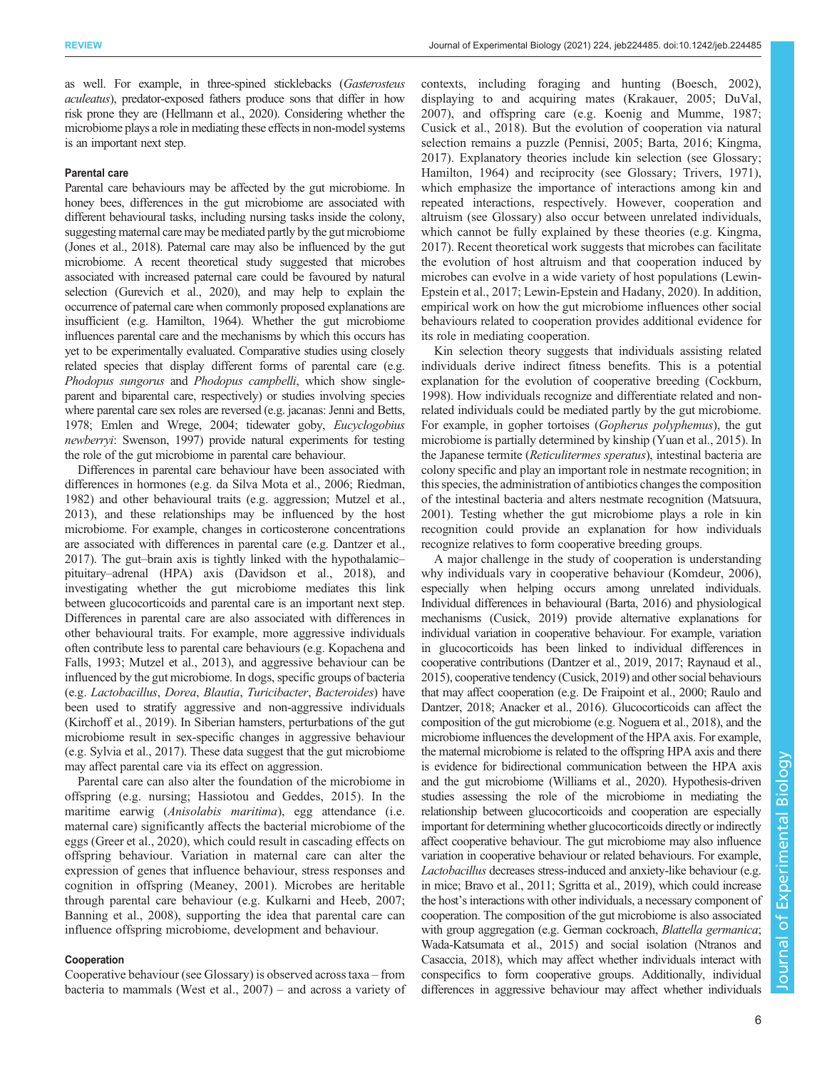as well. For example, in three-spined sticklebacks (*Gasterosteus aculeatus*), predator-exposed fathers produce sons that differ in how risk prone they are (Hellmann et al., 2020). Considering whether the microbiome plays a role in mediating these effects in non-model systems is an important next step.

### Parental care

Parental care behaviours may be affected by the gut microbiome. In honey bees, differences in the gut microbiome are associated with different behavioural tasks, including nursing tasks inside the colony, suggesting maternal care may be mediated partly by the gut microbiome (Jones et al., 2018). Paternal care may also be influenced by the gut microbiome. A recent theoretical study suggested that microbes associated with increased paternal care could be favoured by natural selection (Gurevich et al., 2020), and may help to explain the occurrence of paternal care when commonly proposed explanations are insufficient (e.g. Hamilton, 1964). Whether the gut microbiome influences parental care and the mechanisms by which this occurs has yet to be experimentally evaluated. Comparative studies using closely related species that display different forms of parental care (e.g. *Phodopus sungorus* and *Phodopus campbelli*, which show single-parent and biparental care, respectively) or studies involving species where parental care sex roles are reversed (e.g. jacanas: Jenni and Betts, 1978; Emlen and Wrege, 2004; tidewater goby, *Eucyclogobius newberryi*: Swenson, 1997) provide natural experiments for testing the role of the gut microbiome in parental care behaviour.

Differences in parental care behaviour have been associated with differences in hormones (e.g. da Silva Mota et al., 2006; Riedman, 1982) and other behavioural traits (e.g. aggression; Mutzel et al., 2013), and these relationships may be influenced by the host microbiome. For example, changes in corticosterone concentrations are associated with differences in parental care (e.g. Dantzer et al., 2017). The gut–brain axis is tightly linked with the hypothalamic–pituitary–adrenal (HPA) axis (Davidson et al., 2018), and investigating whether the gut microbiome mediates this link between glucocorticoids and parental care is an important next step. Differences in parental care are also associated with differences in other behavioural traits. For example, more aggressive individuals often contribute less to parental care behaviours (e.g. Kopachena and Falls, 1993; Mutzel et al., 2013), and aggressive behaviour can be influenced by the gut microbiome. In dogs, specific groups of bacteria (e.g. *Lactobacillus*, *Dorea*, *Blautia*, *Turicibacter*, *Bacteroides*) have been used to stratify aggressive and non-aggressive individuals (Kirchoff et al., 2019). In Siberian hamsters, perturbations of the gut microbiome result in sex-specific changes in aggressive behaviour (e.g. Sylvia et al., 2017). These data suggest that the gut microbiome may affect parental care via its effect on aggression.

Parental care can also alter the foundation of the microbiome in offspring (e.g. nursing; Hassiotou and Geddes, 2015). In the maritime earwig (*Anisolabis maritima*), egg attendance (i.e. maternal care) significantly affects the bacterial microbiome of the eggs (Greer et al., 2020), which could result in cascading effects on offspring behaviour. Variation in maternal care can alter the expression of genes that influence behaviour, stress responses and cognition in offspring (Meaney, 2001). Microbes are heritable through parental care behaviour (e.g. Kulkarni and Heeb, 2007; Banning et al., 2008), supporting the idea that parental care can influence offspring microbiome, development and behaviour.

### Cooperation

Cooperative behaviour (see Glossary) is observed across taxa – from bacteria to mammals (West et al., 2007) – and across a variety of contexts, including foraging and hunting (Boesch, 2002), displaying to and acquiring mates (Krakauer, 2005; DuVal, 2007), and offspring care (e.g. Koenig and Mumme, 1987; Cusick et al., 2018). But the evolution of cooperation via natural selection remains a puzzle (Pennisi, 2005; Barta, 2016; Kingma, 2017). Explanatory theories include kin selection (see Glossary; Hamilton, 1964) and reciprocity (see Glossary; Trivers, 1971), which emphasize the importance of interactions among kin and repeated interactions, respectively. However, cooperation and altruism (see Glossary) also occur between unrelated individuals, which cannot be fully explained by these theories (e.g. Kingma, 2017). Recent theoretical work suggests that microbes can facilitate the evolution of host altruism and that cooperation induced by microbes can evolve in a wide variety of host populations (Lewin-Epstein et al., 2017; Lewin-Epstein and Hadany, 2020). In addition, empirical work on how the gut microbiome influences other social behaviours related to cooperation provides additional evidence for its role in mediating cooperation.

Kin selection theory suggests that individuals assisting related individuals derive indirect fitness benefits. This is a potential explanation for the evolution of cooperative breeding (Cockburn, 1998). How individuals recognize and differentiate related and non-related individuals could be mediated partly by the gut microbiome. For example, in gopher tortoises (*Gopherus polyphemus*), the gut microbiome is partially determined by kinship (Yuan et al., 2015). In the Japanese termite (*Reticulitermes speratus*), intestinal bacteria are colony specific and play an important role in nestmate recognition; in this species, the administration of antibiotics changes the composition of the intestinal bacteria and alters nestmate recognition (Matsuura, 2001). Testing whether the gut microbiome plays a role in kin recognition could provide an explanation for how individuals recognize relatives to form cooperative breeding groups.

A major challenge in the study of cooperation is understanding why individuals vary in cooperative behaviour (Komdeur, 2006), especially when helping occurs among unrelated individuals. Individual differences in behavioural (Barta, 2016) and physiological mechanisms (Cusick, 2019) provide alternative explanations for individual variation in cooperative behaviour. For example, variation in glucocorticoids has been linked to individual differences in cooperative contributions (Dantzer et al., 2019, 2017; Raynaud et al., 2015), cooperative tendency (Cusick, 2019) and other social behaviours that may affect cooperation (e.g. De Fraipoint et al., 2000; Raulo and Dantzer, 2018; Anacker et al., 2016). Glucocorticoids can affect the composition of the gut microbiome (e.g. Noguera et al., 2018), and the microbiome influences the development of the HPA axis. For example, the maternal microbiome is related to the offspring HPA axis and there is evidence for bidirectional communication between the HPA axis and the gut microbiome (Williams et al., 2020). Hypothesis-driven studies assessing the role of the microbiome in mediating the relationship between glucocorticoids and cooperation are especially important for determining whether glucocorticoids directly or indirectly affect cooperative behaviour. The gut microbiome may also influence variation in cooperative behaviour or related behaviours. For example, *Lactobacillus* decreases stress-induced and anxiety-like behaviour (e.g. in mice; Bravo et al., 2011; Sgritta et al., 2019), which could increase the host's interactions with other individuals, a necessary component of cooperation. The composition of the gut microbiome is also associated with group aggregation (e.g. German cockroach, *Blattella germanica*; Wada-Katsumata et al., 2015) and social isolation (Ntranos and Casaccia, 2018), which may affect whether individuals interact with conspecifics to form cooperative groups. Additionally, individual differences in aggressive behaviour may affect whether individuals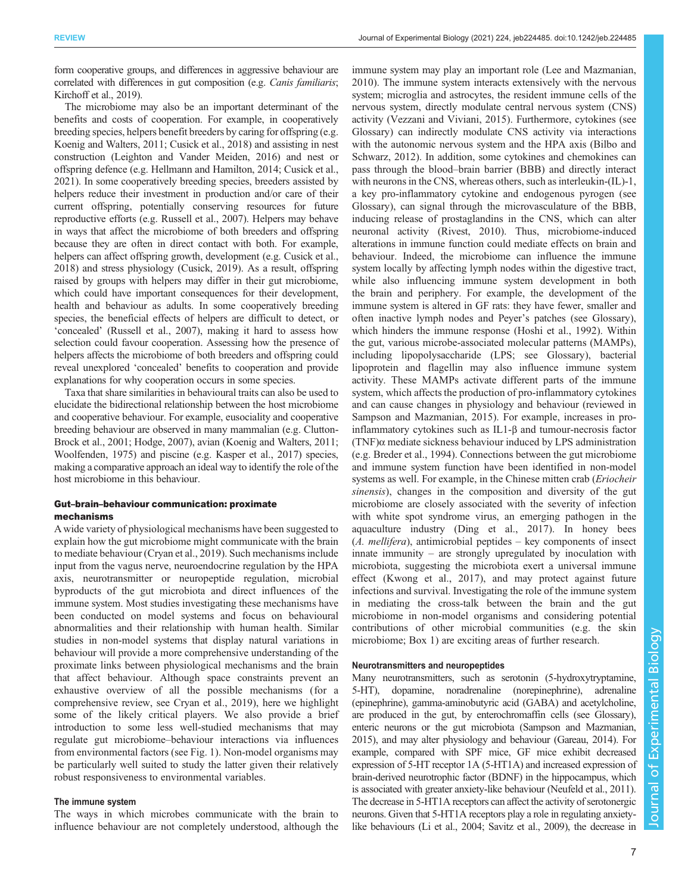form cooperative groups, and differences in aggressive behaviour are correlated with differences in gut composition (e.g. *Canis familiaris*; Kirchoff et al., 2019).

The microbiome may also be an important determinant of the benefits and costs of cooperation. For example, in cooperatively breeding species, helpers benefit breeders by caring for offspring (e.g. Koenig and Walters, 2011; Cusick et al., 2018) and assisting in nest construction (Leighton and Vander Meiden, 2016) and nest or offspring defence (e.g. Hellmann and Hamilton, 2014; Cusick et al., 2021). In some cooperatively breeding species, breeders assisted by helpers reduce their investment in production and/or care of their current offspring, potentially conserving resources for future reproductive efforts (e.g. Russell et al., 2007). Helpers may behave in ways that affect the microbiome of both breeders and offspring because they are often in direct contact with both. For example, helpers can affect offspring growth, development (e.g. Cusick et al., 2018) and stress physiology (Cusick, 2019). As a result, offspring raised by groups with helpers may differ in their gut microbiome, which could have important consequences for their development, health and behaviour as adults. In some cooperatively breeding species, the beneficial effects of helpers are difficult to detect, or 'concealed' (Russell et al., 2007), making it hard to assess how selection could favour cooperation. Assessing how the presence of helpers affects the microbiome of both breeders and offspring could reveal unexplored 'concealed' benefits to cooperation and provide explanations for why cooperation occurs in some species.

Taxa that share similarities in behavioural traits can also be used to elucidate the bidirectional relationship between the host microbiome and cooperative behaviour. For example, eusociality and cooperative breeding behaviour are observed in many mammalian (e.g. Clutton-Brock et al., 2001; Hodge, 2007), avian (Koenig and Walters, 2011; Woolfenden, 1975) and piscine (e.g. Kasper et al., 2017) species, making a comparative approach an ideal way to identify the role of the host microbiome in this behaviour.

## Gut–brain–behaviour communication: proximate mechanisms

A wide variety of physiological mechanisms have been suggested to explain how the gut microbiome might communicate with the brain to mediate behaviour (Cryan et al., 2019). Such mechanisms include input from the vagus nerve, neuroendocrine regulation by the HPA axis, neurotransmitter or neuropeptide regulation, microbial byproducts of the gut microbiota and direct influences of the immune system. Most studies investigating these mechanisms have been conducted on model systems and focus on behavioural abnormalities and their relationship with human health. Similar studies in non-model systems that display natural variations in behaviour will provide a more comprehensive understanding of the proximate links between physiological mechanisms and the brain that affect behaviour. Although space constraints prevent an exhaustive overview of all the possible mechanisms (for a comprehensive review, see Cryan et al., 2019), here we highlight some of the likely critical players. We also provide a brief introduction to some less well-studied mechanisms that may regulate gut microbiome–behaviour interactions via influences from environmental factors (see Fig. 1). Non-model organisms may be particularly well suited to study the latter given their relatively robust responsiveness to environmental variables.

### The immune system

The ways in which microbes communicate with the brain to influence behaviour are not completely understood, although the immune system may play an important role (Lee and Mazmanian, 2010). The immune system interacts extensively with the nervous system; microglia and astrocytes, the resident immune cells of the nervous system, directly modulate central nervous system (CNS) activity (Vezzani and Viviani, 2015). Furthermore, cytokines (see Glossary) can indirectly modulate CNS activity via interactions with the autonomic nervous system and the HPA axis (Bilbo and Schwarz, 2012). In addition, some cytokines and chemokines can pass through the blood–brain barrier (BBB) and directly interact with neurons in the CNS, whereas others, such as interleukin-(IL)-1, a key pro-inflammatory cytokine and endogenous pyrogen (see Glossary), can signal through the microvasculature of the BBB, inducing release of prostaglandins in the CNS, which can alter neuronal activity (Rivest, 2010). Thus, microbiome-induced alterations in immune function could mediate effects on brain and behaviour. Indeed, the microbiome can influence the immune system locally by affecting lymph nodes within the digestive tract, while also influencing immune system development in both the brain and periphery. For example, the development of the immune system is altered in GF rats: they have fewer, smaller and often inactive lymph nodes and Peyer's patches (see Glossary), which hinders the immune response (Hoshi et al., 1992). Within the gut, various microbe-associated molecular patterns (MAMPs), including lipopolysaccharide (LPS; see Glossary), bacterial lipoprotein and flagellin may also influence immune system activity. These MAMPs activate different parts of the immune system, which affects the production of pro-inflammatory cytokines and can cause changes in physiology and behaviour (reviewed in Sampson and Mazmanian, 2015). For example, increases in pro-inflammatory cytokines such as IL1-β and tumour-necrosis factor (TNF)α mediate sickness behaviour induced by LPS administration (e.g. Breder et al., 1994). Connections between the gut microbiome and immune system function have been identified in non-model systems as well. For example, in the Chinese mitten crab (*Eriocheir sinensis*), changes in the composition and diversity of the gut microbiome are closely associated with the severity of infection with white spot syndrome virus, an emerging pathogen in the aquaculture industry (Ding et al., 2017). In honey bees (*A. mellifera*), antimicrobial peptides – key components of insect innate immunity – are strongly upregulated by inoculation with microbiota, suggesting the microbiota exert a universal immune effect (Kwong et al., 2017), and may protect against future infections and survival. Investigating the role of the immune system in mediating the cross-talk between the brain and the gut microbiome in non-model organisms and considering potential contributions of other microbial communities (e.g. the skin microbiome; Box 1) are exciting areas of further research.

### Neurotransmitters and neuropeptides

Many neurotransmitters, such as serotonin (5-hydroxytryptamine, 5-HT), dopamine, noradrenaline (norepinephrine), adrenaline (epinephrine), gamma-aminobutyric acid (GABA) and acetylcholine, are produced in the gut, by enterochromaffin cells (see Glossary), enteric neurons or the gut microbiota (Sampson and Mazmanian, 2015), and may alter physiology and behaviour (Gareau, 2014). For example, compared with SPF mice, GF mice exhibit decreased expression of 5-HT receptor 1A (5-HT1A) and increased expression of brain-derived neurotrophic factor (BDNF) in the hippocampus, which is associated with greater anxiety-like behaviour (Neufeld et al., 2011). The decrease in 5-HT1A receptors can affect the activity of serotonergic neurons. Given that 5-HT1A receptors play a role in regulating anxiety-like behaviours (Li et al., 2004; Savitz et al., 2009), the decrease in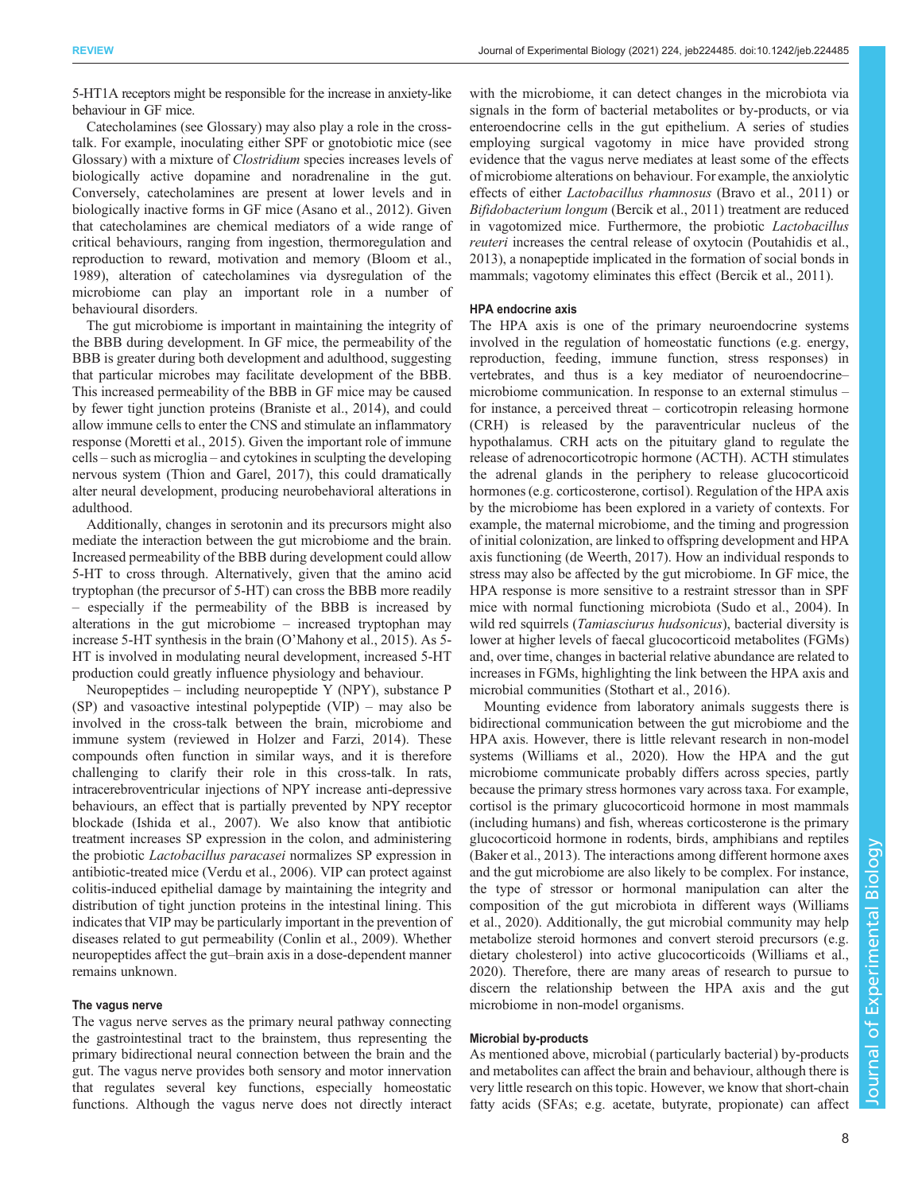5-HT1A receptors might be responsible for the increase in anxiety-like behaviour in GF mice.

Catecholamines (see Glossary) may also play a role in the cross-talk. For example, inoculating either SPF or gnotobiotic mice (see Glossary) with a mixture of *Clostridium* species increases levels of biologically active dopamine and noradrenaline in the gut. Conversely, catecholamines are present at lower levels and in biologically inactive forms in GF mice (Asano et al., 2012). Given that catecholamines are chemical mediators of a wide range of critical behaviours, ranging from ingestion, thermoregulation and reproduction to reward, motivation and memory (Bloom et al., 1989), alteration of catecholamines via dysregulation of the microbiome can play an important role in a number of behavioural disorders.

The gut microbiome is important in maintaining the integrity of the BBB during development. In GF mice, the permeability of the BBB is greater during both development and adulthood, suggesting that particular microbes may facilitate development of the BBB. This increased permeability of the BBB in GF mice may be caused by fewer tight junction proteins (Braniste et al., 2014), and could allow immune cells to enter the CNS and stimulate an inflammatory response (Moretti et al., 2015). Given the important role of immune cells – such as microglia – and cytokines in sculpting the developing nervous system (Thion and Garel, 2017), this could dramatically alter neural development, producing neurobehavioral alterations in adulthood.

Additionally, changes in serotonin and its precursors might also mediate the interaction between the gut microbiome and the brain. Increased permeability of the BBB during development could allow 5-HT to cross through. Alternatively, given that the amino acid tryptophan (the precursor of 5-HT) can cross the BBB more readily – especially if the permeability of the BBB is increased by alterations in the gut microbiome – increased tryptophan may increase 5-HT synthesis in the brain (O'Mahony et al., 2015). As 5-HT is involved in modulating neural development, increased 5-HT production could greatly influence physiology and behaviour.

Neuropeptides – including neuropeptide Y (NPY), substance P (SP) and vasoactive intestinal polypeptide (VIP) – may also be involved in the cross-talk between the brain, microbiome and immune system (reviewed in Holzer and Farzi, 2014). These compounds often function in similar ways, and it is therefore challenging to clarify their role in this cross-talk. In rats, intracerebroventricular injections of NPY increase anti-depressive behaviours, an effect that is partially prevented by NPY receptor blockade (Ishida et al., 2007). We also know that antibiotic treatment increases SP expression in the colon, and administering the probiotic *Lactobacillus paracasei* normalizes SP expression in antibiotic-treated mice (Verdu et al., 2006). VIP can protect against colitis-induced epithelial damage by maintaining the integrity and distribution of tight junction proteins in the intestinal lining. This indicates that VIP may be particularly important in the prevention of diseases related to gut permeability (Conlin et al., 2009). Whether neuropeptides affect the gut–brain axis in a dose-dependent manner remains unknown.

#### The vagus nerve

The vagus nerve serves as the primary neural pathway connecting the gastrointestinal tract to the brainstem, thus representing the primary bidirectional neural connection between the brain and the gut. The vagus nerve provides both sensory and motor innervation that regulates several key functions, especially homeostatic functions. Although the vagus nerve does not directly interact with the microbiome, it can detect changes in the microbiota via signals in the form of bacterial metabolites or by-products, or via enteroendocrine cells in the gut epithelium. A series of studies employing surgical vagotomy in mice have provided strong evidence that the vagus nerve mediates at least some of the effects of microbiome alterations on behaviour. For example, the anxiolytic effects of either *Lactobacillus rhamnosus* (Bravo et al., 2011) or *Bifidobacterium longum* (Bercik et al., 2011) treatment are reduced in vagotomized mice. Furthermore, the probiotic *Lactobacillus reuteri* increases the central release of oxytocin (Poutahidis et al., 2013), a nonapeptide implicated in the formation of social bonds in mammals; vagotomy eliminates this effect (Bercik et al., 2011).

#### HPA endocrine axis

The HPA axis is one of the primary neuroendocrine systems involved in the regulation of homeostatic functions (e.g. energy, reproduction, feeding, immune function, stress responses) in vertebrates, and thus is a key mediator of neuroendocrine–microbiome communication. In response to an external stimulus – for instance, a perceived threat – corticotropin releasing hormone (CRH) is released by the paraventricular nucleus of the hypothalamus. CRH acts on the pituitary gland to regulate the release of adrenocorticotropic hormone (ACTH). ACTH stimulates the adrenal glands in the periphery to release glucocorticoid hormones (e.g. corticosterone, cortisol). Regulation of the HPA axis by the microbiome has been explored in a variety of contexts. For example, the maternal microbiome, and the timing and progression of initial colonization, are linked to offspring development and HPA axis functioning (de Weerth, 2017). How an individual responds to stress may also be affected by the gut microbiome. In GF mice, the HPA response is more sensitive to a restraint stressor than in SPF mice with normal functioning microbiota (Sudo et al., 2004). In wild red squirrels (*Tamiasciurus hudsonicus*), bacterial diversity is lower at higher levels of faecal glucocorticoid metabolites (FGMs) and, over time, changes in bacterial relative abundance are related to increases in FGMs, highlighting the link between the HPA axis and microbial communities (Stothart et al., 2016).

Mounting evidence from laboratory animals suggests there is bidirectional communication between the gut microbiome and the HPA axis. However, there is little relevant research in non-model systems (Williams et al., 2020). How the HPA and the gut microbiome communicate probably differs across species, partly because the primary stress hormones vary across taxa. For example, cortisol is the primary glucocorticoid hormone in most mammals (including humans) and fish, whereas corticosterone is the primary glucocorticoid hormone in rodents, birds, amphibians and reptiles (Baker et al., 2013). The interactions among different hormone axes and the gut microbiome are also likely to be complex. For instance, the type of stressor or hormonal manipulation can alter the composition of the gut microbiota in different ways (Williams et al., 2020). Additionally, the gut microbial community may help metabolize steroid hormones and convert steroid precursors (e.g. dietary cholesterol) into active glucocorticoids (Williams et al., 2020). Therefore, there are many areas of research to pursue to discern the relationship between the HPA axis and the gut microbiome in non-model organisms.

#### Microbial by-products

As mentioned above, microbial (particularly bacterial) by-products and metabolites can affect the brain and behaviour, although there is very little research on this topic. However, we know that short-chain fatty acids (SFAs; e.g. acetate, butyrate, propionate) can affect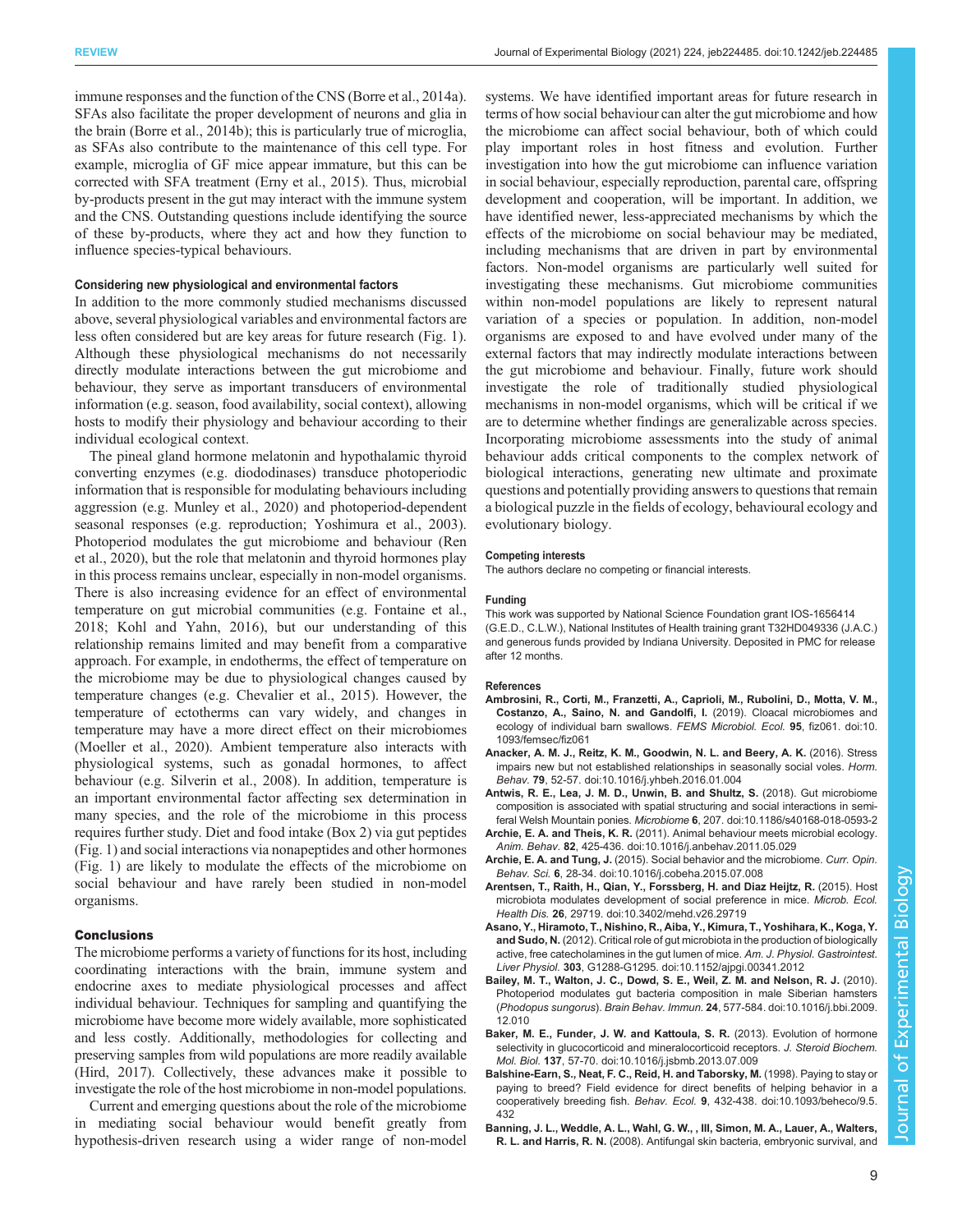immune responses and the function of the CNS (Borre et al., 2014a). SFAs also facilitate the proper development of neurons and glia in the brain (Borre et al., 2014b); this is particularly true of microglia, as SFAs also contribute to the maintenance of this cell type. For example, microglia of GF mice appear immature, but this can be corrected with SFA treatment (Erny et al., 2015). Thus, microbial by-products present in the gut may interact with the immune system and the CNS. Outstanding questions include identifying the source of these by-products, where they act and how they function to influence species-typical behaviours.

### Considering new physiological and environmental factors

In addition to the more commonly studied mechanisms discussed above, several physiological variables and environmental factors are less often considered but are key areas for future research (Fig. 1). Although these physiological mechanisms do not necessarily directly modulate interactions between the gut microbiome and behaviour, they serve as important transducers of environmental information (e.g. season, food availability, social context), allowing hosts to modify their physiology and behaviour according to their individual ecological context.

The pineal gland hormone melatonin and hypothalamic thyroid converting enzymes (e.g. diododinases) transduce photoperiodic information that is responsible for modulating behaviours including aggression (e.g. Munley et al., 2020) and photoperiod-dependent seasonal responses (e.g. reproduction; Yoshimura et al., 2003). Photoperiod modulates the gut microbiome and behaviour (Ren et al., 2020), but the role that melatonin and thyroid hormones play in this process remains unclear, especially in non-model organisms. There is also increasing evidence for an effect of environmental temperature on gut microbial communities (e.g. Fontaine et al., 2018; Kohl and Yahn, 2016), but our understanding of this relationship remains limited and may benefit from a comparative approach. For example, in endotherms, the effect of temperature on the microbiome may be due to physiological changes caused by temperature changes (e.g. Chevalier et al., 2015). However, the temperature of ectotherms can vary widely, and changes in temperature may have a more direct effect on their microbiomes (Moeller et al., 2020). Ambient temperature also interacts with physiological systems, such as gonadal hormones, to affect behaviour (e.g. Silverin et al., 2008). In addition, temperature is an important environmental factor affecting sex determination in many species, and the role of the microbiome in this process requires further study. Diet and food intake (Box 2) via gut peptides (Fig. 1) and social interactions via nonapeptides and other hormones (Fig. 1) are likely to modulate the effects of the microbiome on social behaviour and have rarely been studied in non-model organisms.

## Conclusions

The microbiome performs a variety of functions for its host, including coordinating interactions with the brain, immune system and endocrine axes to mediate physiological processes and affect individual behaviour. Techniques for sampling and quantifying the microbiome have become more widely available, more sophisticated and less costly. Additionally, methodologies for collecting and preserving samples from wild populations are more readily available (Hird, 2017). Collectively, these advances make it possible to investigate the role of the host microbiome in non-model populations.

Current and emerging questions about the role of the microbiome in mediating social behaviour would benefit greatly from hypothesis-driven research using a wider range of non-model systems. We have identified important areas for future research in terms of how social behaviour can alter the gut microbiome and how the microbiome can affect social behaviour, both of which could play important roles in host fitness and evolution. Further investigation into how the gut microbiome can influence variation in social behaviour, especially reproduction, parental care, offspring development and cooperation, will be important. In addition, we have identified newer, less-appreciated mechanisms by which the effects of the microbiome on social behaviour may be mediated, including mechanisms that are driven in part by environmental factors. Non-model organisms are particularly well suited for investigating these mechanisms. Gut microbiome communities within non-model populations are likely to represent natural variation of a species or population. In addition, non-model organisms are exposed to and have evolved under many of the external factors that may indirectly modulate interactions between the gut microbiome and behaviour. Finally, future work should investigate the role of traditionally studied physiological mechanisms in non-model organisms, which will be critical if we are to determine whether findings are generalizable across species. Incorporating microbiome assessments into the study of animal behaviour adds critical components to the complex network of biological interactions, generating new ultimate and proximate questions and potentially providing answers to questions that remain a biological puzzle in the fields of ecology, behavioural ecology and evolutionary biology.

#### Competing interests

The authors declare no competing or financial interests.

#### Funding

This work was supported by National Science Foundation grant IOS-1656414 (G.E.D., C.L.W.), National Institutes of Health training grant T32HD049336 (J.A.C.) and generous funds provided by Indiana University. Deposited in PMC for release after 12 months.

#### References

**Ambrosini, R., Corti, M., Franzetti, A., Caprioli, M., Rubolini, D., Motta, V. M., Costanzo, A., Saino, N. and Gandolfi, I.** (2019). Cloacal microbiomes and ecology of individual barn swallows. *FEMS Microbiol. Ecol.* **95**, fiz061. doi:10.1093/femsec/fiz061

**Anacker, A. M. J., Reitz, K. M., Goodwin, N. L. and Beery, A. K.** (2016). Stress impairs new but not established relationships in seasonally social voles. *Horm. Behav.* **79**, 52-57. doi:10.1016/j.yhbeh.2016.01.004

**Antwis, R. E., Lea, J. M. D., Unwin, B. and Shultz, S.** (2018). Gut microbiome composition is associated with spatial structuring and social interactions in semi-feral Welsh Mountain ponies. *Microbiome* **6**, 207. doi:10.1186/s40168-018-0593-2

**Archie, E. A. and Theis, K. R.** (2011). Animal behaviour meets microbial ecology. *Anim. Behav.* **82**, 425-436. doi:10.1016/j.anbehav.2011.05.029

**Archie, E. A. and Tung, J.** (2015). Social behavior and the microbiome. *Curr. Opin. Behav. Sci.* **6**, 28-34. doi:10.1016/j.cobeha.2015.07.008

**Arentsen, T., Raith, H., Qian, Y., Forssberg, H. and Diaz Heijtz, R.** (2015). Host microbiota modulates development of social preference in mice. *Microb. Ecol. Health Dis.* **26**, 29719. doi:10.3402/mehd.v26.29719

**Asano, Y., Hiramoto, T., Nishino, R., Aiba, Y., Kimura, T., Yoshihara, K., Koga, Y. and Sudo, N.** (2012). Critical role of gut microbiota in the production of biologically active, free catecholamines in the gut lumen of mice. *Am. J. Physiol. Gastrointest. Liver Physiol.* **303**, G1288-G1295. doi:10.1152/ajpgi.00341.2012

**Bailey, M. T., Walton, J. C., Dowd, S. E., Weil, Z. M. and Nelson, R. J.** (2010). Photoperiod modulates gut bacteria composition in male Siberian hamsters (*Phodopus sungorus*). *Brain Behav. Immun.* **24**, 577-584. doi:10.1016/j.bbi.2009.12.010

**Baker, M. E., Funder, J. W. and Kattoula, S. R.** (2013). Evolution of hormone selectivity in glucocorticoid and mineralocorticoid receptors. *J. Steroid Biochem. Mol. Biol.* **137**, 57-70. doi:10.1016/j.jsbmb.2013.07.009

**Balshine-Earn, S., Neat, F. C., Reid, H. and Taborsky, M.** (1998). Paying to stay or paying to breed? Field evidence for direct benefits of helping behavior in a cooperatively breeding fish. *Behav. Ecol.* **9**, 432-438. doi:10.1093/beheco/9.5.432

**Banning, J. L., Weddle, A. L., Wahl, G. W., , III, Simon, M. A., Lauer, A., Walters, R. L. and Harris, R. N.** (2008). Antifungal skin bacteria, embryonic survival, and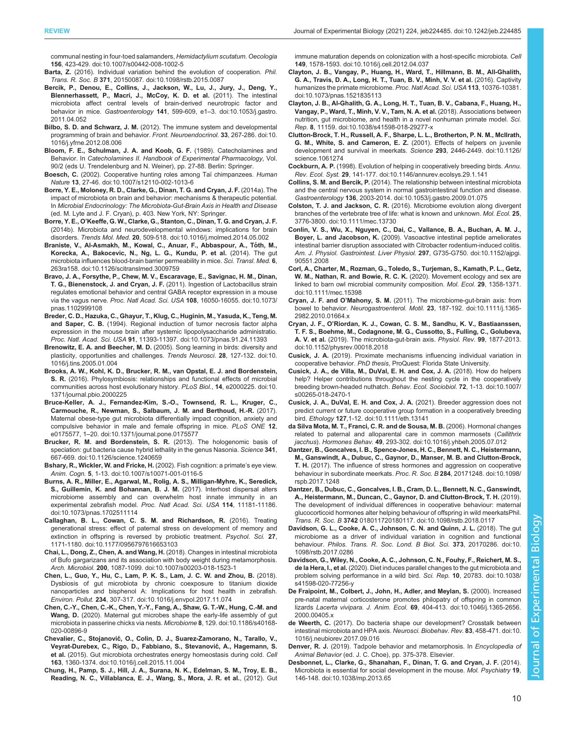communal nesting in four-toed salamanders, *Hemidactylium scutatum. Oecologia* **156**, 423-429. doi:10.1007/s00442-008-1002-5

**Barta, Z.** (2016). Individual variation behind the evolution of cooperation. *Phil. Trans. R. Soc. B* **371**, 20150087. doi:10.1098/rstb.2015.0087

**Bercik, P., Denou, E., Collins, J., Jackson, W., Lu, J., Jury, J., Deng, Y., Blennerhassett, P., Macri, J., McCoy, K. D. et al.** (2011). The intestinal microbiota affect central levels of brain-derived neurotropic factor and behavior in mice. *Gastroenterology* **141**, 599-609, e1–3. doi:10.1053/j.gastro.2011.04.052

**Bilbo, S. D. and Schwarz, J. M.** (2012). The immune system and developmental programming of brain and behavior. *Front. Neuroendocrinol.* **33**, 267-286. doi:10.1016/j.yfrne.2012.08.006

**Bloom, F. E., Schulman, J. A. and Koob, G. F.** (1989). Catecholamines and Behavior. In *Catecholamines II. Handbook of Experimental Pharmacology*, Vol. 90/2 (eds U. Trendelenburg and N. Weiner), pp. 27-88. Berlin: Springer.

**Boesch, C.** (2002). Cooperative hunting roles among Taï chimpanzees. *Human Nature* **13**, 27-46. doi:10.1007/s12110-002-1013-6

**Borre, Y. E., Moloney, R. D., Clarke, G., Dinan, T. G. and Cryan, J. F.** (2014a). The impact of microbiota on brain and behavior: mechanisms & therapeutic potential. In *Microbial Endocrinology: The Microbiota-Gut-Brain Axis in Health and Disease* (ed. M. Lyte and J. F. Cryan), p. 403. New York, NY: Springer.

**Borre, Y. E., O'Keeffe, G. W., Clarke, G., Stanton, C., Dinan, T. G. and Cryan, J. F.** (2014b). Microbiota and neurodevelopmental windows: implications for brain disorders. *Trends Mol. Med.* **20**, 509-518. doi:10.1016/j.molmed.2014.05.002

**Braniste, V., Al-Asmakh, M., Kowal, C., Anuar, F., Abbaspour, A., Tóth, M., Korecka, A., Bakocevic, N., Ng, L. G., Kundu, P. et al.** (2014). The gut microbiota influences blood-brain barrier permeability in mice. *Sci. Transl. Med.* **6**, 263ra158. doi:10.1126/scitranslmed.3009759

**Bravo, J. A., Forsythe, P., Chew, M. V., Escaravage, E., Savignac, H. M., Dinan, T. G., Bienenstock, J. and Cryan, J. F.** (2011). Ingestion of Lactobacillus strain regulates emotional behavior and central GABA receptor expression in a mouse via the vagus nerve. *Proc. Natl Acad. Sci. USA* **108**, 16050-16055. doi:10.1073/pnas.1102999108

**Breder, C. D., Hazuka, C., Ghayur, T., Klug, C., Huginin, M., Yasuda, K., Teng, M. and Saper, C. B.** (1994). Regional induction of tumor necrosis factor alpha expression in the mouse brain after systemic lipopolysaccharide administratio. *Proc. Natl. Acad. Sci. USA* **91**, 11393-11397. doi:10.1073/pnas.91.24.11393

**Brenowitz, E. A. and Beecher, M. D.** (2005). Song learning in birds: diversity and plasticity, opportunities and challenges. *Trends Neurosci.* **28**, 127-132. doi:10.1016/j.tins.2005.01.004

**Brooks, A. W., Kohl, K. D., Brucker, R. M., van Opstal, E. J. and Bordenstein, S. R.** (2016). Phylosymbiosis: relationships and functional effects of microbial communities across host evolutionary history. *PLoS Biol.*, **14**, e2000225. doi:10.1371/journal.pbio.2000225

**Bruce-Keller, A. J., Fernandez-Kim, S.-O., Townsend, R. L., Kruger, C., Carmouche, R., Newman, S., Salbaum, J. M. and Berthoud, H.-R.** (2017). Maternal obese-type gut microbiota differentially impact cognition, anxiety and compulsive behavior in male and female offspring in mice. *PLoS ONE* **12**, e0175577, 1–20. doi:10.1371/journal.pone.0175577

**Brucker, R. M. and Bordenstein, S. R.** (2013). The hologenomic basis of speciation: gut bacteria cause hybrid lethality in the genus Nasonia. *Science* **341**, 667-669. doi:10.1126/science.1240659

**Bshary, R., Wickler, W. and Fricke, H.** (2002). Fish cognition: a primate's eye view. *Anim. Cogn.* **5**, 1-13. doi:10.1007/s10071-001-0116-5

**Burns, A. R., Miller, E., Agarwal, M., Rolig, A. S., Milligan-Myhre, K., Seredick, S., Guillemin, K. and Bohannan, B. J. M.** (2017). Interhost dispersal alters microbiome assembly and can overwhelm host innate immunity in an experimental zebrafish model. *Proc. Natl Acad. Sci. USA* **114**, 11181-11186. doi:10.1073/pnas.1702511114

**Callaghan, B. L., Cowan, C. S. M. and Richardson, R.** (2016). Treating generational stress: effect of paternal stress on development of memory and extinction in offspring is reversed by probiotic treatment. *Psychol. Sci.* **27**, 1171-1180. doi:10.1177/0956797616653103

**Chai, L., Dong, Z., Chen, A. and Wang, H.** (2018). Changes in intestinal microbiota of Bufo gargarizans and its association with body weight during metamorphosis. *Arch. Microbiol.* **200**, 1087-1099. doi:10.1007/s00203-018-1523-1

**Chen, L., Guo, Y., Hu, C., Lam, P. K. S., Lam, J. C. W. and Zhou, B.** (2018). Dysbiosis of gut microbiota by chronic coexposure to titanium dioxide nanoparticles and bisphenol A: Implications for host health in zebrafish. *Environ. Pollut.* **234**, 307-317. doi:10.1016/j.envpol.2017.11.074

**Chen, C.-Y., Chen, C.-K., Chen, Y.-Y., Fang, A., Shaw, G. T.-W., Hung, C.-M. and Wang, D.** (2020). Maternal gut microbes shape the early-life assembly of gut microbiota in passerine chicks via nests. *Microbiome* **8**, 129. doi:10.1186/s40168-020-00896-9

**Chevalier, C., Stojanović, O., Colin, D. J., Suarez-Zamorano, N., Tarallo, V., Veyrat-Durebex, C., Rigo, D., Fabbiano, S., Stevanović, A., Hagemann, S. et al.** (2015). Gut microbiota orchestrates energy homeostasis during cold. *Cell* **163**, 1360-1374. doi:10.1016/j.cell.2015.11.004

**Chung, H., Pamp, S. J., Hill, J. A., Surana, N. K., Edelman, S. M., Troy, E. B., Reading, N. C., Villablanca, E. J., Wang, S., Mora, J. R. et al.**, (2012). Gut immune maturation depends on colonization with a host-specific microbiota. *Cell* **149**, 1578-1593. doi:10.1016/j.cell.2012.04.037

**Clayton, J. B., Vangay, P., Huang, H., Ward, T., Hillmann, B. M., Al-Ghalith, G. A., Travis, D. A., Long, H. T., Tuan, B. V., Minh, V. V. et al.** (2016). Captivity humanizes the primate microbiome. *Proc. Natl Acad. Sci. USA* **113**, 10376-10381. doi:10.1073/pnas.1521835113

**Clayton, J. B., Al-Ghalith, G. A., Long, H. T., Tuan, B. V., Cabana, F., Huang, H., Vangay, P., Ward, T., Minh, V. V., Tam, N. A. et al.** (2018). Associations between nutrition, gut microbiome, and health in a novel nonhuman primate model. *Sci. Rep.* **8**, 11159. doi:10.1038/s41598-018-29277-x

**Clutton-Brock, T. H., Russell, A. F., Sharpe, L. L., Brotherton, P. N. M., McIlrath, G. M., White, S. and Cameron, E. Z.** (2001). Effects of helpers on juvenile development and survival in meerkats. *Science* **293**, 2446-2449. doi:10.1126/science.1061274

**Cockburn, A. P.** (1998). Evolution of helping in cooperatively breeding birds. *Annu. Rev. Ecol. Syst.* **29**, 141-177. doi:10.1146/annurev.ecolsys.29.1.141

**Collins, S. M. and Bercik, P.** (2014). The relationship between intestinal microbiota and the central nervous system in normal gastrointestinal function and disease. *Gastroenterology* **136**, 2003-2014. doi:10.1053/j.gastro.2009.01.075

**Colston, T. J. and Jackson, C. R.** (2016). Microbiome evolution along divergent branches of the vertebrate tree of life: what is known and unknown. *Mol. Ecol.* **25**, 3776-3800. doi:10.1111/mec.13730

**Conlin, V. S., Wu, X., Nguyen, C., Dai, C., Vallance, B. A., Buchan, A. M. J., Boyer, L. and Jacobson, K.** (2009). Vasoactive intestinal peptide ameliorates intestinal barrier disruption associated with Citrobacter rodentium-induced colitis. *Am. J. Physiol. Gastrointest. Liver Physiol.* **297**, G735-G750. doi:10.1152/ajpgi.90551.2008

**Corl, A., Charter, M., Rozman, G., Toledo, S., Turjeman, S., Kamath, P. L., Getz, W. M., Nathan, R. and Bowie, R. C. K.** (2020). Movement ecology and sex are linked to barn owl microbial community composition. *Mol. Ecol.* **29**, 1358-1371. doi:10.1111/mec.15398

**Cryan, J. F. and O'Mahony, S. M.** (2011). The microbiome-gut-brain axis: from bowel to behavior. *Neurogastroenterol. Motil.* **23**, 187-192. doi:10.1111/j.1365-2982.2010.01664.x

**Cryan, J. F., O'Riordan, K. J., Cowan, C. S. M., Sandhu, K. V., Bastiaanssen, T. F. S., Boehme, M., Codagnone, M. G., Cussotto, S., Fulling, C., Golubeva, A. V. et al.** (2019). The microbiota-gut-brain axis. *Physiol. Rev.* **99**, 1877-2013. doi:10.1152/physrev.00018.2018

**Cusick, J. A.** (2019). Proximate mechanisms influencing individual variation in cooperative behavior. *PhD thesis*, ProQuest: Florida State University.

**Cusick, J. A., de Villa, M., DuVal, E. H. and Cox, J. A.** (2018). How do helpers help? Helper contributions throughout the nesting cycle in the cooperatively breeding brown-headed nuthatch. *Behav. Ecol. Sociobiol.* **72**, 1-13. doi:10.1007/s00265-018-2470-1

**Cusick, J. A., DuVal, E. H. and Cox, J. A.** (2021). Breeder aggression does not predict current or future cooperative group formation in a cooperatively breeding bird. *Ethology* **127**,1-12. doi:10.1111/eth.13141

**da Silva Mota, M. T., Franci, C. R. and de Sousa, M. B.** (2006). Hormonal changes related to paternal and alloparental care in common marmosets (*Callithrix jacchus*). *Hormones Behav.* **49**, 293-302. doi:10.1016/j.yhbeh.2005.07.012

**Dantzer, B., Goncalves, I. B., Spence-Jones, H. C., Bennett, N. C., Heistermann, M., Ganswindt, A., Dubuc, C., Gaynor, D., Manser, M. B. and Clutton-Brock, T. H.** (2017). The influence of stress hormones and aggression on cooperative behaviour in subordinate meerkats. *Proc. R. Soc. B* **284**, 20171248. doi:10.1098/rspb.2017.1248

**Dantzer, B., Dubuc, C., Goncalves, I. B., Cram, D. L., Bennett, N. C., Ganswindt, A., Heistermann, M., Duncan, C., Gaynor, D. and Clutton-Brock, T. H.** (2019). The development of individual differences in cooperative behaviour: maternal glucocorticoid hormones alter helping behaviour of offspring in wild meerkatsPhil. *Trans. R. Soc. B* **3742** 018011720180117. doi:10.1098/rstb.2018.0117

**Davidson, G. L., Cooke, A. C., Johnson, C. N. and Quinn, J. L.** (2018). The gut microbiome as a driver of individual variation in cognition and functional behaviour. *Philos. Trans. R. Soc. Lond. B Biol. Sci.* **373**, 20170286. doi:10.1098/rstb.2017.0286

**Davidson, G., Wiley, N., Cooke, A. C., Johnson, C. N., Fouhy, F., Reichert, M. S., de la Hera, I., et al.** (2020). Diet induces parallel changes to the gut microbiota and problem solving performance in a wild bird. *Sci. Rep.* **10**, 20783. doi:10.1038/s41598-020-77256-y

**De Fraipont, M., Colbert, J., John, H., Adler, and Meylan, S.** (2000). Increased pre-natal maternal corticosterone promotes philopatry of offspring in common lizards *Lacerta vivipara. J. Anim. Ecol.* **69**, 404-413. doi:10.1046/j.1365-2656.2000.00405.x

**de Weerth, C.** (2017). Do bacteria shape our development? Crosstalk between intestinal microbiota and HPA axis. *Neurosci. Biobehav. Rev.* **83**, 458-471. doi:10.1016/j.neubiorev.2017.09.016

**Denver, R. J.** (2019). Tadpole behavior and metamorphosis. In *Encyclopedia of Animal Behavior* (ed. J. C. Choe), pp. 375-378. Elsevier.

**Desbonnet, L., Clarke, G., Shanahan, F., Dinan, T. G. and Cryan, J. F.** (2014). Microbiota is essential for social development in the mouse. *Mol. Psychiatry* **19**, 146-148. doi:10.1038/mp.2013.65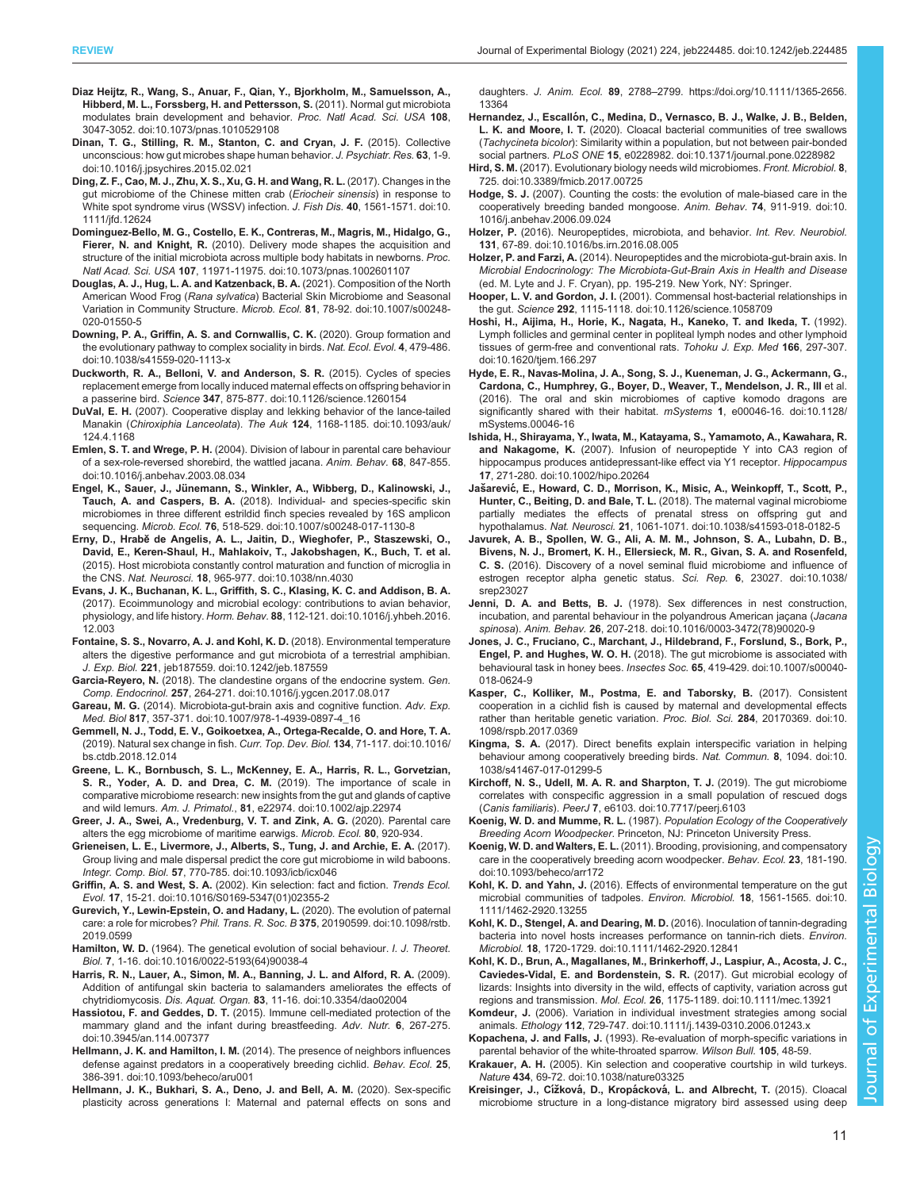**Diaz Heijtz, R., Wang, S., Anuar, F., Qian, Y., Bjorkholm, M., Samuelsson, A., Hibberd, M. L., Forssberg, H. and Pettersson, S.** (2011). Normal gut microbiota modulates brain development and behavior. *Proc. Natl Acad. Sci. USA* **108**, 3047-3052. doi:10.1073/pnas.1010529108

**Dinan, T. G., Stilling, R. M., Stanton, C. and Cryan, J. F.** (2015). Collective unconscious: how gut microbes shape human behavior. *J. Psychiatr. Res.* **63**, 1-9. doi:10.1016/j.jpsychires.2015.02.021

**Ding, Z. F., Cao, M. J., Zhu, X. S., Xu, G. H. and Wang, R. L.** (2017). Changes in the gut microbiome of the Chinese mitten crab (*Eriocheir sinensis*) in response to White spot syndrome virus (WSSV) infection. *J. Fish Dis.* **40**, 1561-1571. doi:10.1111/jfd.12624

**Dominguez-Bello, M. G., Costello, E. K., Contreras, M., Magris, M., Hidalgo, G., Fierer, N. and Knight, R.** (2010). Delivery mode shapes the acquisition and structure of the initial microbiota across multiple body habitats in newborns. *Proc. Natl Acad. Sci. USA* **107**, 11971-11975. doi:10.1073/pnas.1002601107

**Douglas, A. J., Hug, L. A. and Katzenback, B. A.** (2021). Composition of the North American Wood Frog (*Rana sylvatica*) Bacterial Skin Microbiome and Seasonal Variation in Community Structure. *Microb. Ecol.* **81**, 78-92. doi:10.1007/s00248-020-01550-5

**Downing, P. A., Griffin, A. S. and Cornwallis, C. K.** (2020). Group formation and the evolutionary pathway to complex sociality in birds. *Nat. Ecol. Evol.* **4**, 479-486. doi:10.1038/s41559-020-1113-x

**Duckworth, R. A., Belloni, V. and Anderson, S. R.** (2015). Cycles of species replacement emerge from locally induced maternal effects on offspring behavior in a passerine bird. *Science* **347**, 875-877. doi:10.1126/science.1260154

**DuVal, E. H.** (2007). Cooperative display and lekking behavior of the lance-tailed Manakin (*Chiroxiphia Lanceolata*). *The Auk* **124**, 1168-1185. doi:10.1093/auk/124.4.1168

**Emlen, S. T. and Wrege, P. H.** (2004). Division of labour in parental care behaviour of a sex-role-reversed shorebird, the wattled jacana. *Anim. Behav.* **68**, 847-855. doi:10.1016/j.anbehav.2003.08.034

**Engel, K., Sauer, J., Jünemann, S., Winkler, A., Wibberg, D., Kalinowski, J., Tauch, A. and Caspers, B. A.** (2018). Individual- and species-specific skin microbiomes in three different estrildid finch species revealed by 16S amplicon sequencing. *Microb. Ecol.* **76**, 518-529. doi:10.1007/s00248-017-1130-8

**Erny, D., Hrabě de Angelis, A. L., Jaitin, D., Wieghofer, P., Staszewski, O., David, E., Keren-Shaul, H., Mahlakoiv, T., Jakobshagen, K., Buch, T. et al.** (2015). Host microbiota constantly control maturation and function of microglia in the CNS. *Nat. Neurosci.* **18**, 965-977. doi:10.1038/nn.4030

**Evans, J. K., Buchanan, K. L., Griffith, S. C., Klasing, K. C. and Addison, B. A.** (2017). Ecoimmunology and microbial ecology: contributions to avian behavior, physiology, and life history. *Horm. Behav.* **88**, 112-121. doi:10.1016/j.yhbeh.2016.12.003

**Fontaine, S. S., Novarro, A. J. and Kohl, K. D.** (2018). Environmental temperature alters the digestive performance and gut microbiota of a terrestrial amphibian. *J. Exp. Biol.* **221**, jeb187559. doi:10.1242/jeb.187559

**Garcia-Reyero, N.** (2018). The clandestine organs of the endocrine system. *Gen. Comp. Endocrinol.* **257**, 264-271. doi:10.1016/j.ygcen.2017.08.017

**Gareau, M. G.** (2014). Microbiota-gut-brain axis and cognitive function. *Adv. Exp. Med. Biol* **817**, 357-371. doi:10.1007/978-1-4939-0897-4_16

**Gemmell, N. J., Todd, E. V., Goikoetxea, A., Ortega-Recalde, O. and Hore, T. A.** (2019). Natural sex change in fish. *Curr. Top. Dev. Biol.* **134**, 71-117. doi:10.1016/bs.ctdb.2018.12.014

**Greene, L. K., Bornbusch, S. L., McKenney, E. A., Harris, R. L., Gorvetzian, S. R., Yoder, A. D. and Drea, C. M.** (2019). The importance of scale in comparative microbiome research: new insights from the gut and glands of captive and wild lemurs. *Am. J. Primatol.*, **81**, e22974. doi:10.1002/ajp.22974

**Greer, J. A., Swei, A., Vredenburg, V. T. and Zink, A. G.** (2020). Parental care alters the egg microbiome of maritime earwigs. *Microb. Ecol.* **80**, 920-934.

**Grieneisen, L. E., Livermore, J., Alberts, S., Tung, J. and Archie, E. A.** (2017). Group living and male dispersal predict the core gut microbiome in wild baboons. *Integr. Comp. Biol.* **57**, 770-785. doi:10.1093/icb/icx046

**Griffin, A. S. and West, S. A.** (2002). Kin selection: fact and fiction. *Trends Ecol. Evol.* **17**, 15-21. doi:10.1016/S0169-5347(01)02355-2

**Gurevich, Y., Lewin-Epstein, O. and Hadany, L.** (2020). The evolution of paternal care: a role for microbes? *Phil. Trans. R. Soc. B* **375**, 20190599. doi:10.1098/rstb.2019.0599

**Hamilton, W. D.** (1964). The genetical evolution of social behaviour. *I. J. Theoret. Biol.* **7**, 1-16. doi:10.1016/0022-5193(64)90038-4

**Harris, R. N., Lauer, A., Simon, M. A., Banning, J. L. and Alford, R. A.** (2009). Addition of antifungal skin bacteria to salamanders ameliorates the effects of chytridiomycosis. *Dis. Aquat. Organ.* **83**, 11-16. doi:10.3354/dao02004

**Hassiotou, F. and Geddes, D. T.** (2015). Immune cell-mediated protection of the mammary gland and the infant during breastfeeding. *Adv. Nutr.* **6**, 267-275. doi:10.3945/an.114.007377

**Hellmann, J. K. and Hamilton, I. M.** (2014). The presence of neighbors influences defense against predators in a cooperatively breeding cichlid. *Behav. Ecol.* **25**, 386-391. doi:10.1093/beheco/aru001

**Hellmann, J. K., Bukhari, S. A., Deno, J. and Bell, A. M.** (2020). Sex-specific plasticity across generations I: Maternal and paternal effects on sons and daughters. *J. Anim. Ecol.* **89**, 2788-2799. https://doi.org/10.1111/1365-2656.13364

**Hernandez, J., Escallón, C., Medina, D., Vernasco, B. J., Walke, J. B., Belden, L. K. and Moore, I. T.** (2020). Cloacal bacterial communities of tree swallows (*Tachycineta bicolor*): Similarity within a population, but not between pair-bonded social partners. *PLoS ONE* **15**, e0228982. doi:10.1371/journal.pone.0228982

**Hird, S. M.** (2017). Evolutionary biology needs wild microbiomes. *Front. Microbiol.* **8**, 725. doi:10.3389/fmicb.2017.00725

**Hodge, S. J.** (2007). Counting the costs: the evolution of male-biased care in the cooperatively breeding banded mongoose. *Anim. Behav.* **74**, 911-919. doi:10.1016/j.anbehav.2006.09.024

**Holzer, P.** (2016). Neuropeptides, microbiota, and behavior. *Int. Rev. Neurobiol.* **131**, 67-89. doi:10.1016/bs.irn.2016.08.005

**Holzer, P. and Farzi, A.** (2014). Neuropeptides and the microbiota-gut-brain axis. In *Microbial Endocrinology: The Microbiota-Gut-Brain Axis in Health and Disease* (ed. M. Lyte and J. F. Cryan), pp. 195-219. New York, NY: Springer.

**Hooper, L. V. and Gordon, J. I.** (2001). Commensal host-bacterial relationships in the gut. *Science* **292**, 1115-1118. doi:10.1126/science.1058709

**Hoshi, H., Aijima, H., Horie, K., Nagata, H., Kaneko, T. and Ikeda, T.** (1992). Lymph follicles and germinal center in popliteal lymph nodes and other lymphoid tissues of germ-free and conventional rats. *Tohoku J. Exp. Med* **166**, 297-307. doi:10.1620/tjem.166.297

**Hyde, E. R., Navas-Molina, J. A., Song, S. J., Kueneman, J. G., Ackermann, G., Cardona, C., Humphrey, G., Boyer, D., Weaver, T., Mendelson, J. R., III et al.** (2016). The oral and skin microbiomes of captive komodo dragons are significantly shared with their habitat. *mSystems* **1**, e00046-16. doi:10.1128/mSystems.00046-16

**Ishida, H., Shirayama, Y., Iwata, M., Katayama, S., Yamamoto, A., Kawahara, R. and Nakagome, K.** (2007). Infusion of neuropeptide Y into CA3 region of hippocampus produces antidepressant-like effect via Y1 receptor. *Hippocampus* **17**, 271-280. doi:10.1002/hipo.20264

**Jašarević, E., Howard, C. D., Morrison, K., Misic, A., Weinkopff, T., Scott, P., Hunter, C., Beiting, D. and Bale, T. L.** (2018). The maternal vaginal microbiome partially mediates the effects of prenatal stress on offspring gut and hypothalamus. *Nat. Neurosci.* **21**, 1061-1071. doi:10.1038/s41593-018-0182-5

**Javurek, A. B., Spollen, W. G., Ali, A. M. M., Johnson, S. A., Lubahn, D. B., Bivens, N. J., Bromert, K. H., Ellersieck, M. R., Givan, S. A. and Rosenfeld, C. S.** (2016). Discovery of a novel seminal fluid microbiome and influence of estrogen receptor alpha genetic status. *Sci. Rep.* **6**, 23027. doi:10.1038/srep23027

**Jenni, D. A. and Betts, B. J.** (1978). Sex differences in nest construction, incubation, and parental behaviour in the polyandrous American jaçana (*Jacana spinosa*). *Anim. Behav.* **26**, 207-218. doi:10.1016/0003-3472(78)90020-9

**Jones, J. C., Fruciano, C., Marchant, J., Hildebrand, F., Forslund, S., Bork, P., Engel, P. and Hughes, W. O. H.** (2018). The gut microbiome is associated with behavioural task in honey bees. *Insectes Soc.* **65**, 419-429. doi:10.1007/s00040-018-0624-9

**Kasper, C., Kolliker, M., Postma, E. and Taborsky, B.** (2017). Consistent cooperation in a cichlid fish is caused by maternal and developmental effects rather than heritable genetic variation. *Proc. Biol. Sci.* **284**, 20170369. doi:10.1098/rspb.2017.0369

**Kingma, S. A.** (2017). Direct benefits explain interspecific variation in helping behaviour among cooperatively breeding birds. *Nat. Commun.* **8**, 1094. doi:10.1038/s41467-017-01299-5

**Kirchoff, N. S., Udell, M. A. R. and Sharpton, T. J.** (2019). The gut microbiome correlates with conspecific aggression in a small population of rescued dogs (*Canis familiaris*). *PeerJ* **7**, e6103. doi:10.7717/peerj.6103

**Koenig, W. D. and Mumme, R. L.** (1987). *Population Ecology of the Cooperatively Breeding Acorn Woodpecker*. Princeton, NJ: Princeton University Press.

**Koenig, W. D. and Walters, E. L.** (2011). Brooding, provisioning, and compensatory care in the cooperatively breeding acorn woodpecker. *Behav. Ecol.* **23**, 181-190. doi:10.1093/beheco/arr172

**Kohl, K. D. and Yahn, J.** (2016). Effects of environmental temperature on the gut microbial communities of tadpoles. *Environ. Microbiol.* **18**, 1561-1565. doi:10.1111/1462-2920.13255

**Kohl, K. D., Stengel, A. and Dearing, M. D.** (2016). Inoculation of tannin-degrading bacteria into novel hosts increases performance on tannin-rich diets. *Environ. Microbiol.* **18**, 1720-1729. doi:10.1111/1462-2920.12841

**Kohl, K. D., Brun, A., Magallanes, M., Brinkerhoff, J., Laspiur, A., Acosta, J. C., Caviedes-Vidal, E. and Bordenstein, S. R.** (2017). Gut microbial ecology of lizards: Insights into diversity in the wild, effects of captivity, variation across gut regions and transmission. *Mol. Ecol.* **26**, 1175-1189. doi:10.1111/mec.13921

**Komdeur, J.** (2006). Variation in individual investment strategies among social animals. *Ethology* **112**, 729-747. doi:10.1111/j.1439-0310.2006.01243.x

**Kopachena, J. and Falls, J.** (1993). Re-evaluation of morph-specific variations in parental behavior of the white-throated sparrow. *Wilson Bull.* **105**, 48-59.

**Krakauer, A. H.** (2005). Kin selection and cooperative courtship in wild turkeys. *Nature* **434**, 69-72. doi:10.1038/nature03325

**Kreisinger, J., Čížková, D., Kropáčková, L. and Albrecht, T.** (2015). Cloacal microbiome structure in a long-distance migratory bird assessed using deep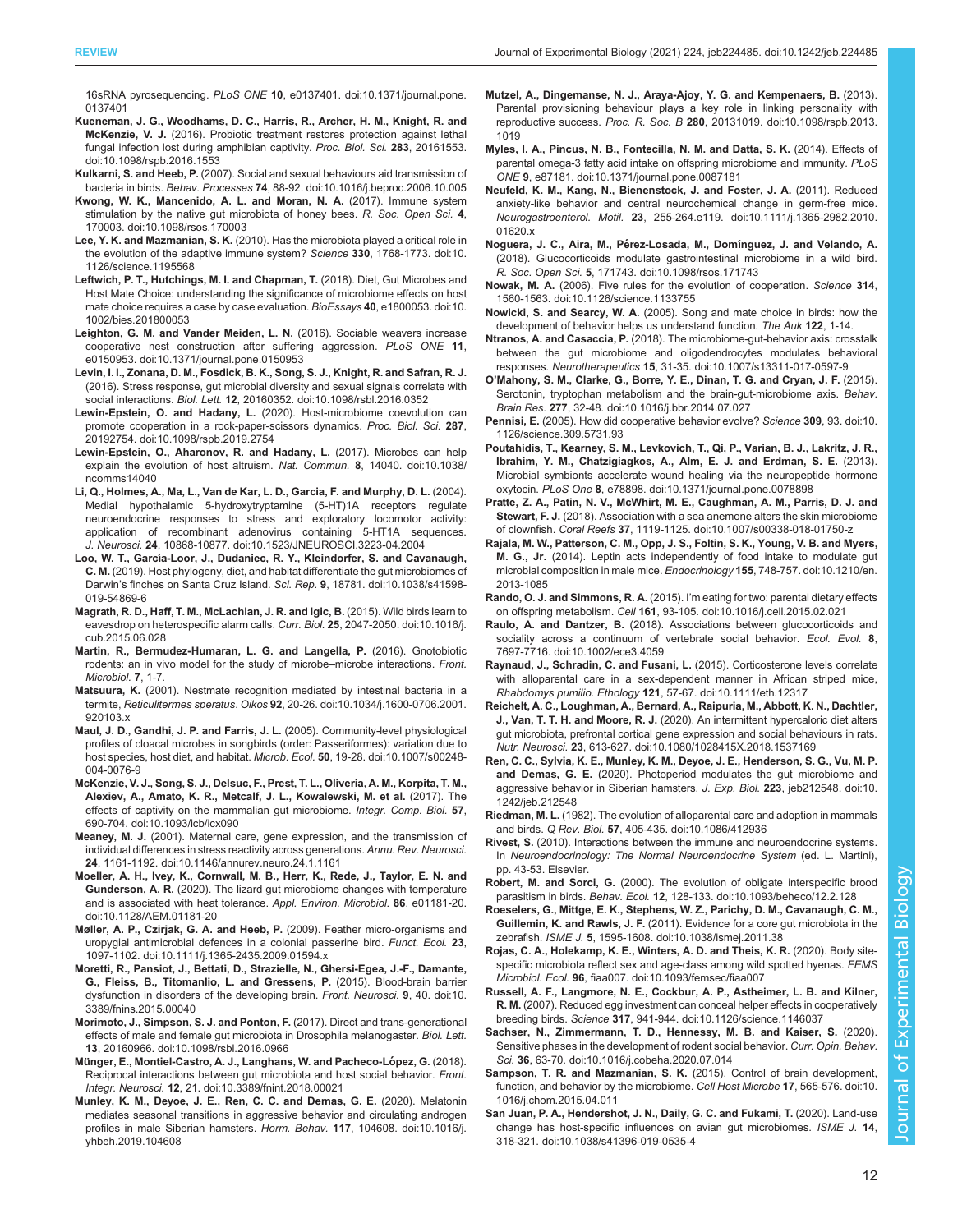16sRNA pyrosequencing. *PLoS ONE* **10**, e0137401. doi:10.1371/journal.pone.0137401

**Kueneman, J. G., Woodhams, D. C., Harris, R., Archer, H. M., Knight, R. and McKenzie, V. J.** (2016). Probiotic treatment restores protection against lethal fungal infection lost during amphibian captivity. *Proc. Biol. Sci.* **283**, 20161553. doi:10.1098/rspb.2016.1553

**Kulkarni, S. and Heeb, P.** (2007). Social and sexual behaviours aid transmission of bacteria in birds. *Behav. Processes* **74**, 88-92. doi:10.1016/j.beproc.2006.10.005

**Kwong, W. K., Mancenido, A. L. and Moran, N. A.** (2017). Immune system stimulation by the native gut microbiota of honey bees. *R. Soc. Open Sci.* **4**, 170003. doi:10.1098/rsos.170003

**Lee, Y. K. and Mazmanian, S. K.** (2010). Has the microbiota played a critical role in the evolution of the adaptive immune system? *Science* **330**, 1768-1773. doi:10.1126/science.1195568

**Leftwich, P. T., Hutchings, M. I. and Chapman, T.** (2018). Diet, Gut Microbes and Host Mate Choice: understanding the significance of microbiome effects on host mate choice requires a case by case evaluation. *BioEssays* **40**, e1800053. doi:10.1002/bies.201800053

**Leighton, G. M. and Vander Meiden, L. N.** (2016). Sociable weavers increase cooperative nest construction after suffering aggression. *PLoS ONE* **11**, e0150953. doi:10.1371/journal.pone.0150953

**Levin, I. I., Zonana, D. M., Fosdick, B. K., Song, S. J., Knight, R. and Safran, R. J.** (2016). Stress response, gut microbial diversity and sexual signals correlate with social interactions. *Biol. Lett.* **12**, 20160352. doi:10.1098/rsbl.2016.0352

**Lewin-Epstein, O. and Hadany, L.** (2020). Host-microbiome coevolution can promote cooperation in a rock-paper-scissors dynamics. *Proc. Biol. Sci.* **287**, 20192754. doi:10.1098/rspb.2019.2754

**Lewin-Epstein, O., Aharonov, R. and Hadany, L.** (2017). Microbes can help explain the evolution of host altruism. *Nat. Commun.* **8**, 14040. doi:10.1038/ncomms14040

**Li, Q., Holmes, A., Ma, L., Van de Kar, L. D., Garcia, F. and Murphy, D. L.** (2004). Medial hypothalamic 5-hydroxytryptamine (5-HT)1A receptors regulate neuroendocrine responses to stress and exploratory locomotor activity: application of recombinant adenovirus containing 5-HT1A sequences. *J. Neurosci.* **24**, 10868-10877. doi:10.1523/JNEUROSCI.3223-04.2004

**Loo, W. T., García-Loor, J., Dudaniec, R. Y., Kleindorfer, S. and Cavanaugh, C. M.** (2019). Host phylogeny, diet, and habitat differentiate the gut microbiomes of Darwin's finches on Santa Cruz Island. *Sci. Rep.* **9**, 18781. doi:10.1038/s41598-019-54869-6

**Magrath, R. D., Haff, T. M., McLachlan, J. R. and Igic, B.** (2015). Wild birds learn to eavesdrop on heterospecific alarm calls. *Curr. Biol.* **25**, 2047-2050. doi:10.1016/j.cub.2015.06.028

**Martin, R., Bermudez-Humaran, L. G. and Langella, P.** (2016). Gnotobiotic rodents: an in vivo model for the study of microbe–microbe interactions. *Front. Microbiol.* **7**, 1-7.

**Matsuura, K.** (2001). Nestmate recognition mediated by intestinal bacteria in a termite, *Reticulitermes speratus*. *Oikos* **92** 20-26. doi:10.1034/j.1600-0706.2001.920103.x

**Maul, J. D., Gandhi, J. P. and Farris, J. L.** (2005). Community-level physiological profiles of cloacal microbes in songbirds (order: Passeriformes): variation due to host species, host diet, and habitat. *Microb. Ecol.* **50**, 19-28. doi:10.1007/s00248-004-0076-9

**McKenzie, V. J., Song, S. J., Delsuc, F., Prest, T. L., Oliveria, A. M., Korpita, T. M., Alexiev, A., Amato, K. R., Metcalf, J. L., Kowalewski, M. et al.** (2017). The effects of captivity on the mammalian gut microbiome. *Integr. Comp. Biol.* **57**, 690-704. doi:10.1093/icb/icx090

**Meaney, M. J.** (2001). Maternal care, gene expression, and the transmission of individual differences in stress reactivity across generations. *Annu. Rev. Neurosci.* **24**, 1161-1192. doi:10.1146/annurev.neuro.24.1.1161

**Moeller, A. H., Ivey, K., Cornwall, M. B., Herr, K., Rede, J., Taylor, E. N. and Gunderson, A. R.** (2020). The lizard gut microbiome changes with temperature and is associated with heat tolerance. *Appl. Environ. Microbiol.* **86**, e01181-20. doi:10.1128/AEM.01181-20

**Møller, A. P., Czirjak, G. A. and Heeb, P.** (2009). Feather micro-organisms and uropygial antimicrobial defences in a colonial passerine bird. *Funct. Ecol.* **23**, 1097-1102. doi:10.1111/j.1365-2435.2009.01594.x

**Moretti, R., Pansiot, J., Bettati, D., Strazielle, N., Ghersi-Egea, J.-F., Damante, G., Fleiss, B., Titomanlio, L. and Gressens, P.** (2015). Blood-brain barrier dysfunction in disorders of the developing brain. *Front. Neurosci.* **9**, 40. doi:10.3389/fnins.2015.00040

**Morimoto, J., Simpson, S. J. and Ponton, F.** (2017). Direct and trans-generational effects of male and female gut microbiota in Drosophila melanogaster. *Biol. Lett.* **13**, 20160966. doi:10.1098/rsbl.2016.0966

**Münger, E., Montiel-Castro, A. J., Langhans, W. and Pacheco-López, G.** (2018). Reciprocal interactions between gut microbiota and host social behavior. *Front. Integr. Neurosci.* **12**, 21. doi:10.3389/fnint.2018.00021

**Munley, K. M., Deyoe, J. E., Ren, C. C. and Demas, G. E.** (2020). Melatonin mediates seasonal transitions in aggressive behavior and circulating androgen profiles in male Siberian hamsters. *Horm. Behav.* **117**, 104608. doi:10.1016/j.yhbeh.2019.104608

**Mutzel, A., Dingemanse, N. J., Araya-Ajoy, Y. G. and Kempenaers, B.** (2013). Parental provisioning behaviour plays a key role in linking personality with reproductive success. *Proc. R. Soc. B* **280**, 20131019. doi:10.1098/rspb.2013.1019

**Myles, I. A., Pincus, N. B., Fontecilla, N. M. and Datta, S. K.** (2014). Effects of parental omega-3 fatty acid intake on offspring microbiome and immunity. *PLoS ONE* **9**, e87181. doi:10.1371/journal.pone.0087181

**Neufeld, K. M., Kang, N., Bienenstock, J. and Foster, J. A.** (2011). Reduced anxiety-like behavior and central neurochemical change in germ-free mice. *Neurogastroenterol. Motil.* **23**, 255-264.e119. doi:10.1111/j.1365-2982.2010.01620.x

**Noguera, J. C., Aira, M., Pérez-Losada, M., Domínguez, J. and Velando, A.** (2018). Glucocorticoids modulate gastrointestinal microbiome in a wild bird. *R. Soc. Open Sci.* **5**, 171743. doi:10.1098/rsos.171743

**Nowak, M. A.** (2006). Five rules for the evolution of cooperation. *Science* **314**, 1560-1563. doi:10.1126/science.1133755

**Nowicki, S. and Searcy, W. A.** (2005). Song and mate choice in birds: how the development of behavior helps us understand function. *The Auk* **122**, 1-14.

**Ntranos, A. and Casaccia, P.** (2018). The microbiome-gut-behavior axis: crosstalk between the gut microbiome and oligodendrocytes modulates behavioral responses. *Neurotherapeutics* **15**, 31-35. doi:10.1007/s13311-017-0597-9

**O'Mahony, S. M., Clarke, G., Borre, Y. E., Dinan, T. G. and Cryan, J. F.** (2015). Serotonin, tryptophan metabolism and the brain-gut-microbiome axis. *Behav. Brain Res.* **277**, 32-48. doi:10.1016/j.bbr.2014.07.027

**Pennisi, E.** (2005). How did cooperative behavior evolve? *Science* **309**, 93. doi:10.1126/science.309.5731.93

**Poutahidis, T., Kearney, S. M., Levkovich, T., Qi, P., Varian, B. J., Lakritz, J. R., Ibrahim, Y. M., Chatzigiakos, A., Alm, E. J. and Erdman, S. E.** (2013). Microbial symbionts accelerate wound healing via the neuropeptide hormone oxytocin. *PLoS One* **8**, e78898. doi:10.1371/journal.pone.0078898

**Pratte, Z. A., Patin, N. V., McWhirt, M. E., Caughman, A. M., Parris, D. J. and Stewart, F. J.** (2018). Association with a sea anemone alters the skin microbiome of clownfish. *Coral Reefs* **37**, 1119-1125. doi:10.1007/s00338-018-01750-z

**Rajala, M. W., Patterson, C. M., Opp, J. S., Foltin, S. K., Young, V. B. and Myers, M. G., Jr.** (2014). Leptin acts independently of food intake to modulate gut microbial composition in male mice. *Endocrinology* **155**, 748-757. doi:10.1210/en.2013-1085

**Rando, O. J. and Simmons, R. A.** (2015). I'm eating for two: parental dietary effects on offspring metabolism. *Cell* **161**, 93-105. doi:10.1016/j.cell.2015.02.021

**Raulo, A. and Dantzer, B.** (2018). Associations between glucocorticoids and sociality across a continuum of vertebrate social behavior. *Ecol. Evol.* **8**, 7697-7716. doi:10.1002/ece3.4059

**Raynaud, J., Schradin, C. and Fusani, L.** (2015). Corticosterone levels correlate with alloparental care in a sex-dependent manner in African striped mice, *Rhabdomys pumilio*. *Ethology* **121**, 57-67. doi:10.1111/eth.12317

**Reichelt, A. C., Loughman, A., Bernard, A., Raipuria, M., Abbott, K. N., Dachtler, J., Van, T. T. H. and Moore, R. J.** (2020). An intermittent hypercaloric diet alters gut microbiota, prefrontal cortical gene expression and social behaviours in rats. *Nutr. Neurosci.* **23**, 613-627. doi:10.1080/1028415X.2018.1537169

**Ren, C. C., Sylvia, K. E., Munley, K. M., Deyoe, J. E., Henderson, S. G., Vu, M. P. and Demas, G. E.** (2020). Photoperiod modulates the gut microbiome and aggressive behavior in Siberian hamsters. *J. Exp. Biol.* **223**, jeb212548. doi:10.1242/jeb.212548

**Riedman, M. L.** (1982). The evolution of alloparental care and adoption in mammals and birds. *Q Rev. Biol.* **57**, 405-435. doi:10.1086/412936

**Rivest, S.** (2010). Interactions between the immune and neuroendocrine systems. In *Neuroendocrinology: The Normal Neuroendocrine System* (ed. L. Martini), pp. 43-53. Elsevier.

**Robert, M. and Sorci, G.** (2000). The evolution of obligate interspecific brood parasitism in birds. *Behav. Ecol.* **12**, 128-133. doi:10.1093/beheco/12.2.128

**Roeselers, G., Mittge, E. K., Stephens, W. Z., Parichy, D. M., Cavanaugh, C. M., Guillemin, K. and Rawls, J. F.** (2011). Evidence for a core gut microbiota in the zebrafish. *ISME J.* **5**, 1595-1608. doi:10.1038/ismej.2011.38

**Rojas, C. A., Holekamp, K. E., Winters, A. D. and Theis, K. R.** (2020). Body site-specific microbiota reflect sex and age-class among wild spotted hyenas. *FEMS Microbiol. Ecol.* **96**, fiaa007. doi:10.1093/femsec/fiaa007

**Russell, A. F., Langmore, N. E., Cockburn, A. P., Astheimer, L. B. and Kilner, R. M.** (2007). Reduced egg investment can conceal helper effects in cooperatively breeding birds. *Science* **317**, 941-944. doi:10.1126/science.1146037

**Sachser, N., Zimmermann, T. D., Hennessy, M. B. and Kaiser, S.** (2020). Sensitive phases in the development of rodent social behavior. *Curr. Opin. Behav. Sci.* **36**, 63-70. doi:10.1016/j.cobeha.2020.07.014

**Sampson, T. R. and Mazmanian, S. K.** (2015). Control of brain development, function, and behavior by the microbiome. *Cell Host Microbe* **17**, 565-576. doi:10.1016/j.chom.2015.04.011

**San Juan, P. A., Hendershot, J. N., Daily, G. C. and Fukami, T.** (2020). Land-use change has host-specific influences on avian gut microbiomes. *ISME J.* **14**, 318-321. doi:10.1038/s41396-019-0535-4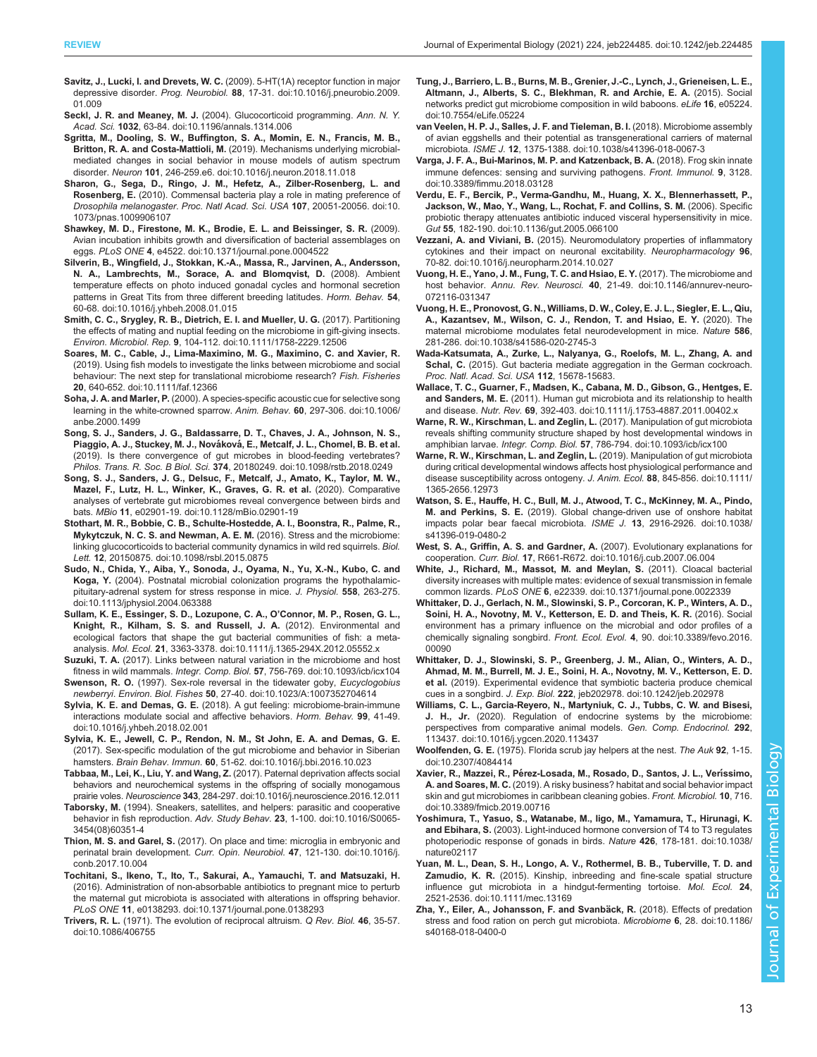**Savitz, J., Lucki, I. and Drevets, W. C.** (2009). 5-HT(1A) receptor function in major depressive disorder. *Prog. Neurobiol.* **88**, 17-31. doi:10.1016/j.pneurobio.2009.01.009

**Seckl, J. R. and Meaney, M. J.** (2004). Glucocorticoid programming. *Ann. N. Y. Acad. Sci.* **1032**, 63-84. doi:10.1196/annals.1314.006

**Sgritta, M., Dooling, S. W., Buffington, S. A., Momin, E. N., Francis, M. B., Britton, R. A. and Costa-Mattioli, M.** (2019). Mechanisms underlying microbial-mediated changes in social behavior in mouse models of autism spectrum disorder. *Neuron* **101**, 246-259.e6. doi:10.1016/j.neuron.2018.11.018

**Sharon, G., Segal, D., Ringo, J. M., Hefetz, A., Zilber-Rosenberg, I. and Rosenberg, E.** (2010). Commensal bacteria play a role in mating preference of *Drosophila melanogaster*. *Proc. Natl Acad. Sci. USA* **107**, 20051-20056. doi:10.1073/pnas.1009906107

**Shawkey, M. D., Firestone, M. K., Brodie, E. L. and Beissinger, S. R.** (2009). Avian incubation inhibits growth and diversification of bacterial assemblages on eggs. *PLoS ONE* **4**, e4522. doi:10.1371/journal.pone.0004522

**Silverin, B., Wingfield, J., Stokkan, K.-A., Massa, R., Jarvinen, A., Andersson, N. A., Lambrechts, M., Sorace, A. and Blomqvist, D.** (2008). Ambient temperature effects on photo induced gonadal cycles and hormonal secretion patterns in Great Tits from three different breeding latitudes. *Horm. Behav.* **54**, 60-68. doi:10.1016/j.yhbeh.2008.01.015

**Smith, C. C., Srygley, R. B., Dietrich, E. I. and Mueller, U. G.** (2017). Partitioning the effects of mating and nuptial feeding on the microbiome in gift-giving insects. *Environ. Microbiol. Rep.* **9**, 104-112. doi:10.1111/1758-2229.12506

**Soares, M. C., Cable, J., Lima-Maximino, M. G., Maximino, C. and Xavier, R.** (2019). Using fish models to investigate the links between microbiome and social behaviour: The next step for translational microbiome research? *Fish. Fisheries* **20**, 640-652. doi:10.1111/faf.12366

**Soha, J. A. and Marler, P.** (2000). A species-specific acoustic cue for selective song learning in the white-crowned sparrow. *Anim. Behav.* **60**, 297-306. doi:10.1006/anbe.2000.1499

**Song, S. J., Sanders, J. G., Baldassarre, D. T., Chaves, J. A., Johnson, N. S., Piaggio, A. J., Stuckey, M. J., Nováková, E., Metcalf, J. L., Chomel, B. B. et al.** (2019). Is there convergence of gut microbes in blood-feeding vertebrates? *Philos. Trans. R. Soc. B Biol. Sci.* **374**, 20180249. doi:10.1098/rstb.2018.0249

**Song, S. J., Sanders, J. G., Delsuc, F., Metcalf, J., Amato, K., Taylor, M. W., Mazel, F., Lutz, H. L., Winker, K., Graves, G. R. et al.** (2020). Comparative analyses of vertebrate gut microbiomes reveal convergence between birds and bats. *MBio* **11**, e02901-19. doi:10.1128/mBio.02901-19

**Stothart, M. R., Bobbie, C. B., Schulte-Hostedde, A. I., Boonstra, R., Palme, R., Mykytczuk, N. C. S. and Newman, A. E. M.** (2016). Stress and the microbiome: linking glucocorticoids to bacterial community dynamics in wild red squirrels. *Biol. Lett.* **12**, 20150875. doi:10.1098/rsbl.2015.0875

**Sudo, N., Chida, Y., Aiba, Y., Sonoda, J., Oyama, N., Yu, X.-N., Kubo, C. and Koga, Y.** (2004). Postnatal microbial colonization programs the hypothalamic-pituitary-adrenal system for stress response in mice. *J. Physiol.* **558**, 263-275. doi:10.1113/jphysiol.2004.063388

**Sullam, K. E., Essinger, S. D., Lozupone, C. A., O'Connor, M. P., Rosen, G. L., Knight, R., Kilham, S. S. and Russell, J. A.** (2012). Environmental and ecological factors that shape the gut bacterial communities of fish: a meta-analysis. *Mol. Ecol.* **21**, 3363-3378. doi:10.1111/j.1365-294X.2012.05552.x

**Suzuki, T. A.** (2017). Links between natural variation in the microbiome and host fitness in wild mammals. *Integr. Comp. Biol.* **57**, 756-769. doi:10.1093/icb/icx104

**Swenson, R. O.** (1997). Sex-role reversal in the tidewater goby, *Eucyclogobius newberryi*. *Environ. Biol. Fishes* **50**, 27-40. doi:10.1023/A:1007352704614

**Sylvia, K. E. and Demas, G. E.** (2018). A gut feeling: microbiome-brain-immune interactions modulate social and affective behaviors. *Horm. Behav.* **99**, 41-49. doi:10.1016/j.yhbeh.2018.02.001

**Sylvia, K. E., Jewell, C. P., Rendon, N. M., St John, E. A. and Demas, G. E.** (2017). Sex-specific modulation of the gut microbiome and behavior in Siberian hamsters. *Brain Behav. Immun.* **60**, 51-62. doi:10.1016/j.bbi.2016.10.023

**Tabbaa, M., Lei, K., Liu, Y. and Wang, Z.** (2017). Paternal deprivation affects social behaviors and neurochemical systems in the offspring of socially monogamous prairie voles. *Neuroscience* **343**, 284-297. doi:10.1016/j.neuroscience.2016.12.011

**Taborsky, M.** (1994). Sneakers, satellites, and helpers: parasitic and cooperative behavior in fish reproduction. *Adv. Study Behav.* **23**, 1-100. doi:10.1016/S0065-3454(08)60351-4

**Thion, M. S. and Garel, S.** (2017). On place and time: microglia in embryonic and perinatal brain development. *Curr. Opin. Neurobiol.* **47**, 121-130. doi:10.1016/j.conb.2017.10.004

**Tochitani, S., Ikeno, T., Ito, T., Sakurai, A., Yamauchi, T. and Matsuzaki, H.** (2016). Administration of non-absorbable antibiotics to pregnant mice to perturb the maternal gut microbiota is associated with alterations in offspring behavior. *PLoS ONE* **11**, e0138293. doi:10.1371/journal.pone.0138293

**Trivers, R. L.** (1971). The evolution of reciprocal altruism. *Q Rev. Biol.* **46**, 35-57. doi:10.1086/406755

**Tung, J., Barriero, L. B., Burns, M. B., Grenier, J.-C., Lynch, J., Grieneisen, L. E., Altmann, J., Alberts, S. C., Blekhman, R. and Archie, E. A.** (2015). Social networks predict gut microbiome composition in wild baboons. *eLife* **16**, e05224. doi:10.7554/eLife.05224

**van Veelen, H. P. J., Salles, J. F. and Tieleman, B. I.** (2018). Microbiome assembly of avian eggshells and their potential as transgenerational carriers of maternal microbiota. *ISME J.* **12**, 1375-1388. doi:10.1038/s41396-018-0067-3

**Varga, J. F. A., Bui-Marinos, M. P. and Katzenback, B. A.** (2018). Frog skin innate immune defences: sensing and surviving pathogens. *Front. Immunol.* **9**, 3128. doi:10.3389/fimmu.2018.03128

**Verdu, E. F., Bercik, P., Verma-Gandhu, M., Huang, X. X., Blennerhassett, P., Jackson, W., Mao, Y., Wang, L., Rochat, F. and Collins, S. M.** (2006). Specific probiotic therapy attenuates antibiotic induced visceral hypersensitivity in mice. *Gut* **55**, 182-190. doi:10.1136/gut.2005.066100

**Vezzani, A. and Viviani, B.** (2015). Neuromodulatory properties of inflammatory cytokines and their impact on neuronal excitability. *Neuropharmacology* **96**, 70-82. doi:10.1016/j.neuropharm.2014.10.027

**Vuong, H. E., Yano, J. M., Fung, T. C. and Hsiao, E. Y.** (2017). The microbiome and host behavior. *Annu. Rev. Neurosci.* **40**, 21-49. doi:10.1146/annurev-neuro-072116-031347

**Vuong, H. E., Pronovost, G. N., Williams, D. W., Coley, E. J. L., Siegler, E. L., Qiu, A., Kazantsev, M., Wilson, C. J., Rendon, T. and Hsiao, E. Y.** (2020). The maternal microbiome modulates fetal neurodevelopment in mice. *Nature* **586**, 281-286. doi:10.1038/s41586-020-2745-3

**Wada-Katsumata, A., Zurke, L., Nalyanya, G., Roelofs, M. L., Zhang, A. and Schal, C.** (2015). Gut bacteria mediate aggregation in the German cockroach. *Proc. Natl. Acad. Sci. USA* **112**, 15678-15683.

**Wallace, T. C., Guarner, F., Madsen, K., Cabana, M. D., Gibson, G., Hentges, E. and Sanders, M. E.** (2011). Human gut microbiota and its relationship to health and disease. *Nutr. Rev.* **69**, 392-403. doi:10.1111/j.1753-4887.2011.00402.x

**Warne, R. W., Kirschman, L. and Zeglin, L.** (2017). Manipulation of gut microbiota reveals shifting community structure shaped by host developmental windows in amphibian larvae. *Integr. Comp. Biol.* **57**, 786-794. doi:10.1093/icb/icx100

**Warne, R. W., Kirschman, L. and Zeglin, L.** (2019). Manipulation of gut microbiota during critical developmental windows affects host physiological performance and disease susceptibility across ontogeny. *J. Anim. Ecol.* **88**, 845-856. doi:10.1111/1365-2656.12973

**Watson, S. E., Hauffe, H. C., Bull, M. J., Atwood, T. C., McKinney, M. A., Pindo, M. and Perkins, S. E.** (2019). Global change-driven use of onshore habitat impacts polar bear faecal microbiota. *ISME J.* **13**, 2916-2926. doi:10.1038/s41396-019-0480-2

**West, S. A., Griffin, A. S. and Gardner, A.** (2007). Evolutionary explanations for cooperation. *Curr. Biol.* **17**, R661-R672. doi:10.1016/j.cub.2007.06.004

**White, J., Richard, M., Massot, M. and Meylan, S.** (2011). Cloacal bacterial diversity increases with multiple mates: evidence of sexual transmission in female common lizards. *PLoS ONE* **6**, e22339. doi:10.1371/journal.pone.0022339

**Whittaker, D. J., Gerlach, N. M., Slowinski, S. P., Corcoran, K. P., Winters, A. D., Soini, H. A., Novotny, M. V., Ketterson, E. D. and Theis, K. R.** (2016). Social environment has a primary influence on the microbial and odor profiles of a chemically signaling songbird. *Front. Ecol. Evol.* **4**, 90. doi:10.3389/fevo.2016.00090

**Whittaker, D. J., Slowinski, S. P., Greenberg, J. M., Alian, O., Winters, A. D., Ahmad, M. M., Burrell, M. J. E., Soini, H. A., Novotny, M. V., Ketterson, E. D. et al.** (2019). Experimental evidence that symbiotic bacteria produce chemical cues in a songbird. *J. Exp. Biol.* **222**, jeb202978. doi:10.1242/jeb.202978

**Williams, C. L., Garcia-Reyero, N., Martyniuk, C. J., Tubbs, C. W. and Bisesi, J. H., Jr.** (2020). Regulation of endocrine systems by the microbiome: perspectives from comparative animal models. *Gen. Comp. Endocrinol.* **292**, 113437. doi:10.1016/j.ygcen.2020.113437

**Woolfenden, G. E.** (1975). Florida scrub jay helpers at the nest. *The Auk* **92**, 1-15. doi:10.2307/4084414

**Xavier, R., Mazzei, R., Pérez-Losada, M., Rosado, D., Santos, J. L., Veríssimo, A. and Soares, M. C.** (2019). A risky business? habitat and social behavior impact skin and gut microbiomes in caribbean cleaning gobies. *Front. Microbiol.* **10**, 716. doi:10.3389/fmicb.2019.00716

**Yoshimura, T., Yasuo, S., Watanabe, M., Iigo, M., Yamamura, T., Hirunagi, K. and Ebihara, S.** (2003). Light-induced hormone conversion of T4 to T3 regulates photoperiodic response of gonads in birds. *Nature* **426**, 178-181. doi:10.1038/nature02117

**Yuan, M. L., Dean, S. H., Longo, A. V., Rothermel, B. B., Tuberville, T. D. and Zamudio, K. R.** (2015). Kinship, inbreeding and fine-scale spatial structure influence gut microbiota in a hindgut-fermenting tortoise. *Mol. Ecol.* **24**, 2521-2536. doi:10.1111/mec.13169

**Zha, Y., Eiler, A., Johansson, F. and Svanbäck, R.** (2018). Effects of predation stress and food ration on perch gut microbiota. *Microbiome* **6**, 28. doi:10.1186/s40168-018-0400-0